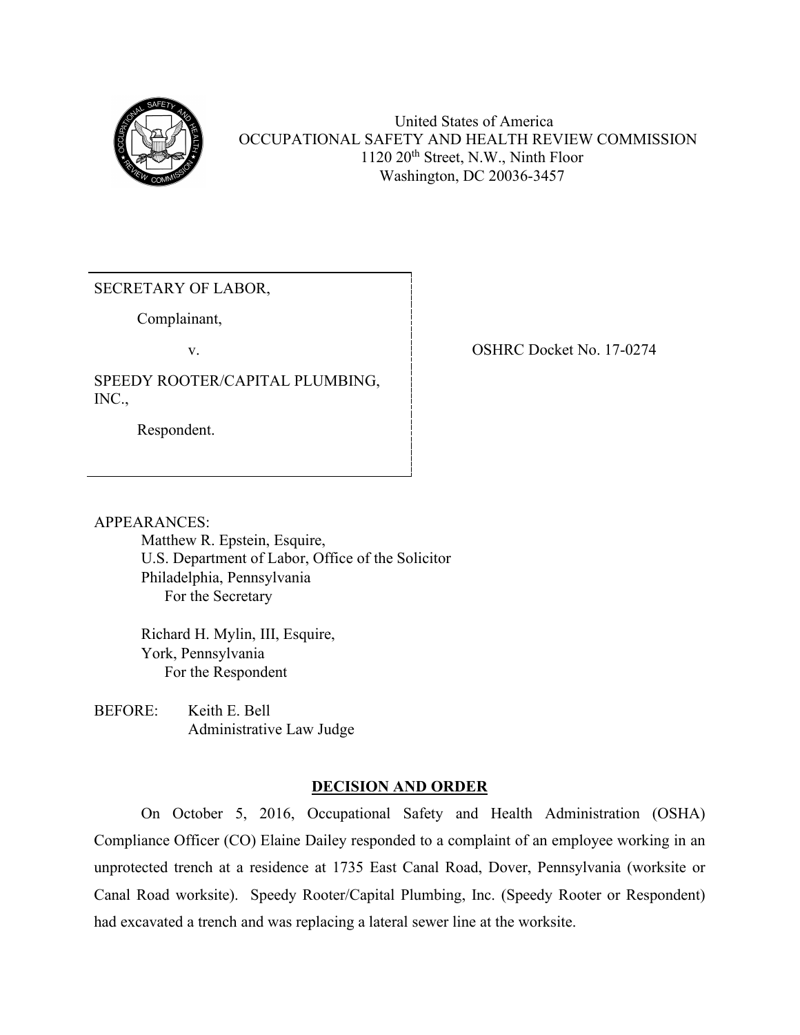United States of America
OCCUPATIONAL SAFETY AND HEALTH REVIEW COMMISSION
1120 20th Street, N.W., Ninth Floor
Washington, DC 20036-3457

SECRETARY OF LABOR,

Complainant,

v.

SPEEDY ROOTER/CAPITAL PLUMBING, INC.,

Respondent.

OSHRC Docket No. 17-0274

APPEARANCES:

Matthew R. Epstein, Esquire,
U.S. Department of Labor, Office of the Solicitor
Philadelphia, Pennsylvania
For the Secretary

Richard H. Mylin, III, Esquire,
York, Pennsylvania
For the Respondent

BEFORE: Keith E. Bell
Administrative Law Judge

## DECISION AND ORDER

On October 5, 2016, Occupational Safety and Health Administration (OSHA) Compliance Officer (CO) Elaine Dailey responded to a complaint of an employee working in an unprotected trench at a residence at 1735 East Canal Road, Dover, Pennsylvania (worksite or Canal Road worksite). Speedy Rooter/Capital Plumbing, Inc. (Speedy Rooter or Respondent) had excavated a trench and was replacing a lateral sewer line at the worksite.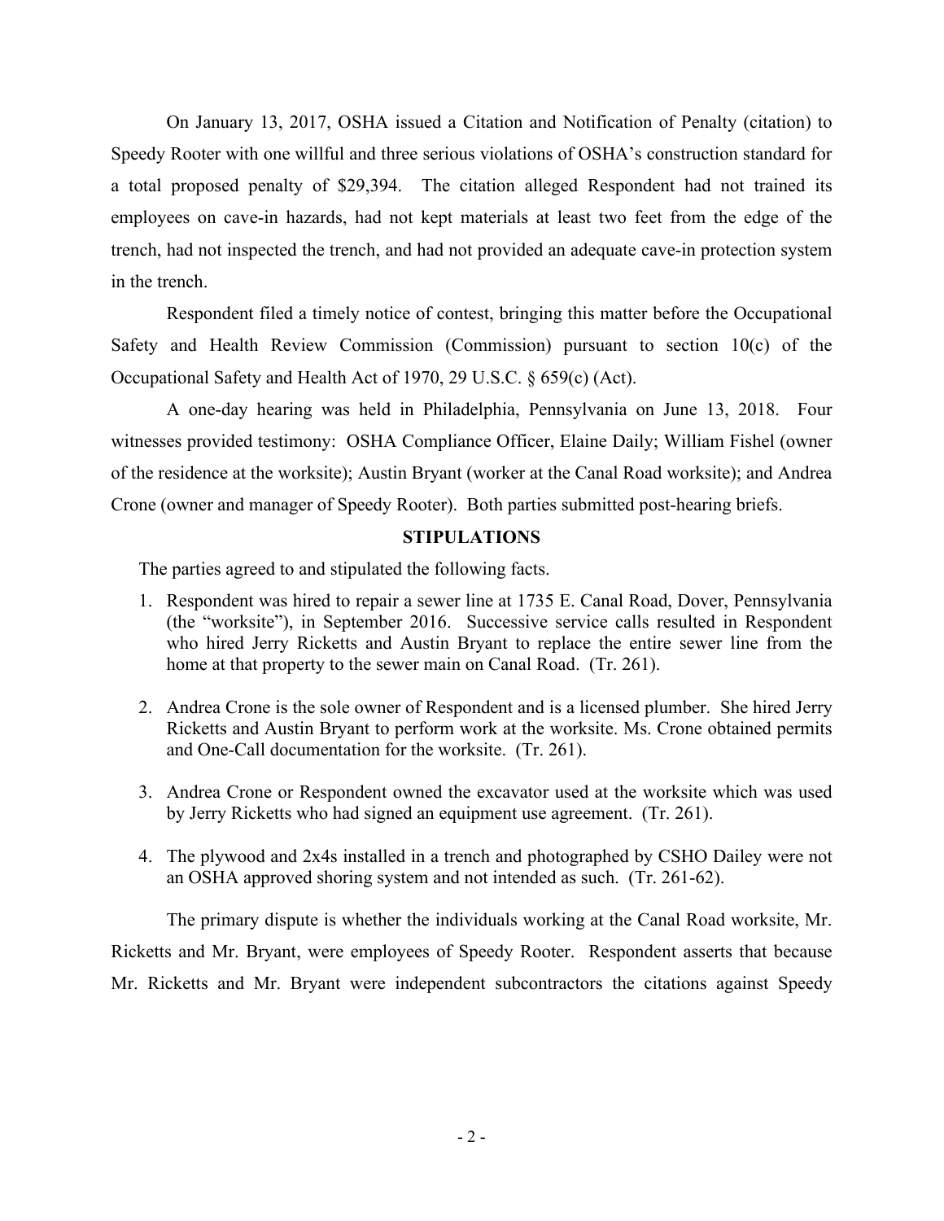On January 13, 2017, OSHA issued a Citation and Notification of Penalty (citation) to Speedy Rooter with one willful and three serious violations of OSHA's construction standard for a total proposed penalty of $29,394. The citation alleged Respondent had not trained its employees on cave-in hazards, had not kept materials at least two feet from the edge of the trench, had not inspected the trench, and had not provided an adequate cave-in protection system in the trench.

Respondent filed a timely notice of contest, bringing this matter before the Occupational Safety and Health Review Commission (Commission) pursuant to section 10(c) of the Occupational Safety and Health Act of 1970, 29 U.S.C. § 659(c) (Act).

A one-day hearing was held in Philadelphia, Pennsylvania on June 13, 2018. Four witnesses provided testimony: OSHA Compliance Officer, Elaine Daily; William Fishel (owner of the residence at the worksite); Austin Bryant (worker at the Canal Road worksite); and Andrea Crone (owner and manager of Speedy Rooter). Both parties submitted post-hearing briefs.

## STIPULATIONS

The parties agreed to and stipulated the following facts.

1. Respondent was hired to repair a sewer line at 1735 E. Canal Road, Dover, Pennsylvania (the "worksite"), in September 2016. Successive service calls resulted in Respondent who hired Jerry Ricketts and Austin Bryant to replace the entire sewer line from the home at that property to the sewer main on Canal Road. (Tr. 261).

2. Andrea Crone is the sole owner of Respondent and is a licensed plumber. She hired Jerry Ricketts and Austin Bryant to perform work at the worksite. Ms. Crone obtained permits and One-Call documentation for the worksite. (Tr. 261).

3. Andrea Crone or Respondent owned the excavator used at the worksite which was used by Jerry Ricketts who had signed an equipment use agreement. (Tr. 261).

4. The plywood and 2x4s installed in a trench and photographed by CSHO Dailey were not an OSHA approved shoring system and not intended as such. (Tr. 261-62).

The primary dispute is whether the individuals working at the Canal Road worksite, Mr. Ricketts and Mr. Bryant, were employees of Speedy Rooter. Respondent asserts that because Mr. Ricketts and Mr. Bryant were independent subcontractors the citations against Speedy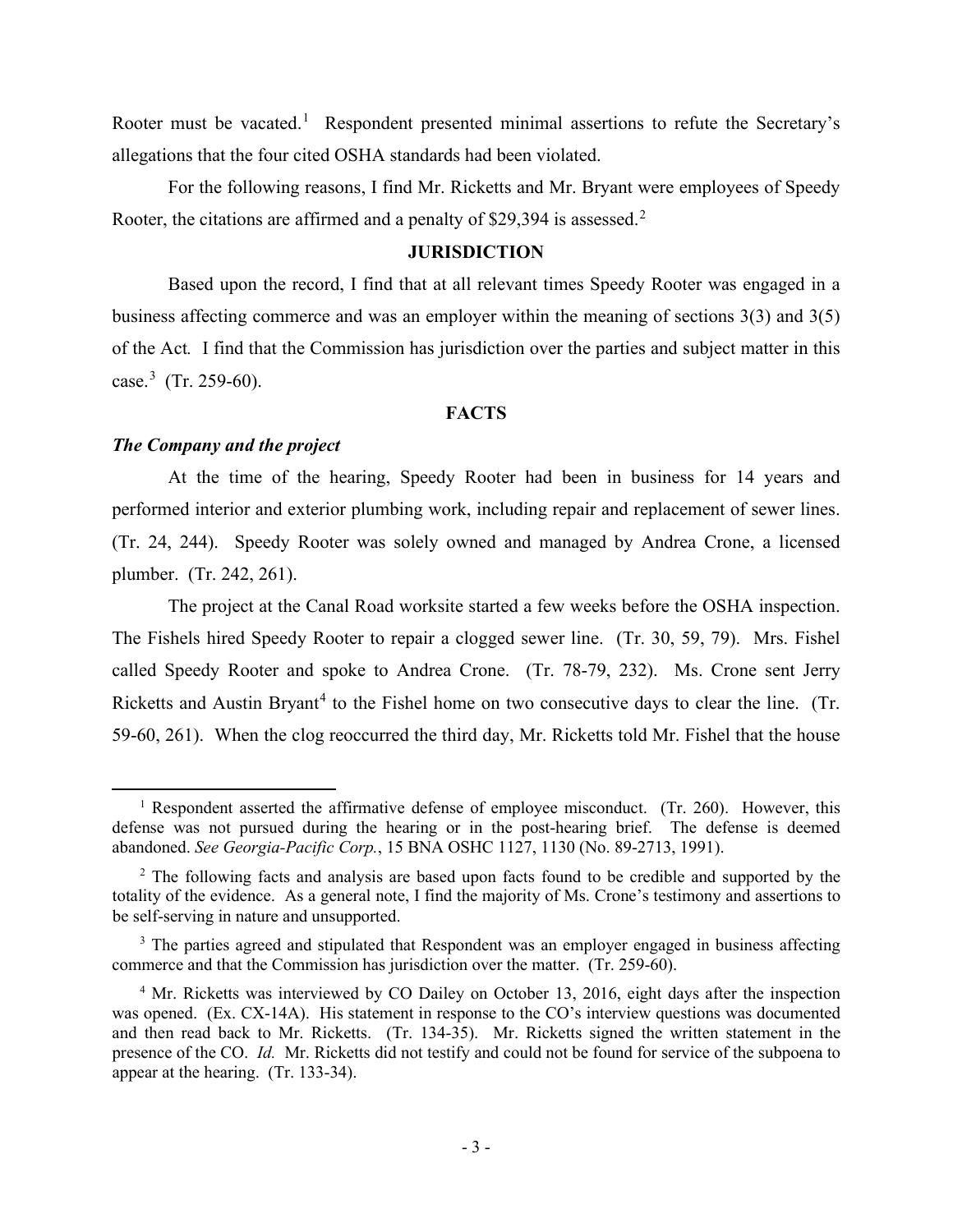Rooter must be vacated.[1] Respondent presented minimal assertions to refute the Secretary's allegations that the four cited OSHA standards had been violated.

For the following reasons, I find Mr. Ricketts and Mr. Bryant were employees of Speedy Rooter, the citations are affirmed and a penalty of $29,394 is assessed.[2]

## JURISDICTION

Based upon the record, I find that at all relevant times Speedy Rooter was engaged in a business affecting commerce and was an employer within the meaning of sections 3(3) and 3(5) of the Act*.* I find that the Commission has jurisdiction over the parties and subject matter in this case.[3] (Tr. 259-60).

## FACTS

### *The Company and the project*

At the time of the hearing, Speedy Rooter had been in business for 14 years and performed interior and exterior plumbing work, including repair and replacement of sewer lines. (Tr. 24, 244). Speedy Rooter was solely owned and managed by Andrea Crone, a licensed plumber. (Tr. 242, 261).

The project at the Canal Road worksite started a few weeks before the OSHA inspection. The Fishels hired Speedy Rooter to repair a clogged sewer line. (Tr. 30, 59, 79). Mrs. Fishel called Speedy Rooter and spoke to Andrea Crone. (Tr. 78-79, 232). Ms. Crone sent Jerry Ricketts and Austin Bryant[4] to the Fishel home on two consecutive days to clear the line. (Tr. 59-60, 261). When the clog reoccurred the third day, Mr. Ricketts told Mr. Fishel that the house

---

[1] Respondent asserted the affirmative defense of employee misconduct. (Tr. 260). However, this defense was not pursued during the hearing or in the post-hearing brief. The defense is deemed abandoned. *See Georgia-Pacific Corp.*, 15 BNA OSHC 1127, 1130 (No. 89-2713, 1991).

[2] The following facts and analysis are based upon facts found to be credible and supported by the totality of the evidence. As a general note, I find the majority of Ms. Crone's testimony and assertions to be self-serving in nature and unsupported.

[3] The parties agreed and stipulated that Respondent was an employer engaged in business affecting commerce and that the Commission has jurisdiction over the matter. (Tr. 259-60).

[4] Mr. Ricketts was interviewed by CO Dailey on October 13, 2016, eight days after the inspection was opened. (Ex. CX-14A). His statement in response to the CO's interview questions was documented and then read back to Mr. Ricketts. (Tr. 134-35). Mr. Ricketts signed the written statement in the presence of the CO. *Id.* Mr. Ricketts did not testify and could not be found for service of the subpoena to appear at the hearing. (Tr. 133-34).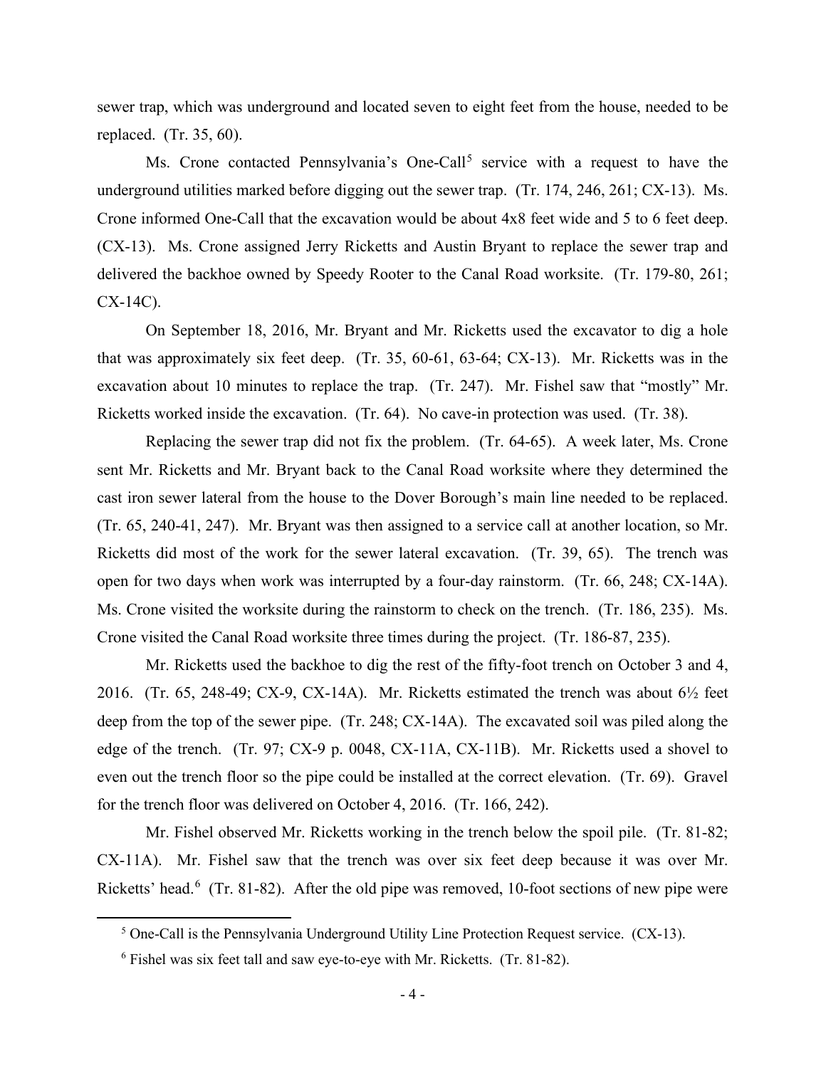sewer trap, which was underground and located seven to eight feet from the house, needed to be replaced. (Tr. 35, 60).

Ms. Crone contacted Pennsylvania's One-Call[5] service with a request to have the underground utilities marked before digging out the sewer trap. (Tr. 174, 246, 261; CX-13). Ms. Crone informed One-Call that the excavation would be about 4x8 feet wide and 5 to 6 feet deep. (CX-13). Ms. Crone assigned Jerry Ricketts and Austin Bryant to replace the sewer trap and delivered the backhoe owned by Speedy Rooter to the Canal Road worksite. (Tr. 179-80, 261; CX-14C).

On September 18, 2016, Mr. Bryant and Mr. Ricketts used the excavator to dig a hole that was approximately six feet deep. (Tr. 35, 60-61, 63-64; CX-13). Mr. Ricketts was in the excavation about 10 minutes to replace the trap. (Tr. 247). Mr. Fishel saw that "mostly" Mr. Ricketts worked inside the excavation. (Tr. 64). No cave-in protection was used. (Tr. 38).

Replacing the sewer trap did not fix the problem. (Tr. 64-65). A week later, Ms. Crone sent Mr. Ricketts and Mr. Bryant back to the Canal Road worksite where they determined the cast iron sewer lateral from the house to the Dover Borough's main line needed to be replaced. (Tr. 65, 240-41, 247). Mr. Bryant was then assigned to a service call at another location, so Mr. Ricketts did most of the work for the sewer lateral excavation. (Tr. 39, 65). The trench was open for two days when work was interrupted by a four-day rainstorm. (Tr. 66, 248; CX-14A). Ms. Crone visited the worksite during the rainstorm to check on the trench. (Tr. 186, 235). Ms. Crone visited the Canal Road worksite three times during the project. (Tr. 186-87, 235).

Mr. Ricketts used the backhoe to dig the rest of the fifty-foot trench on October 3 and 4, 2016. (Tr. 65, 248-49; CX-9, CX-14A). Mr. Ricketts estimated the trench was about 6½ feet deep from the top of the sewer pipe. (Tr. 248; CX-14A). The excavated soil was piled along the edge of the trench. (Tr. 97; CX-9 p. 0048, CX-11A, CX-11B). Mr. Ricketts used a shovel to even out the trench floor so the pipe could be installed at the correct elevation. (Tr. 69). Gravel for the trench floor was delivered on October 4, 2016. (Tr. 166, 242).

Mr. Fishel observed Mr. Ricketts working in the trench below the spoil pile. (Tr. 81-82; CX-11A). Mr. Fishel saw that the trench was over six feet deep because it was over Mr. Ricketts' head.[6] (Tr. 81-82). After the old pipe was removed, 10-foot sections of new pipe were

[5] One-Call is the Pennsylvania Underground Utility Line Protection Request service. (CX-13).

[6] Fishel was six feet tall and saw eye-to-eye with Mr. Ricketts. (Tr. 81-82).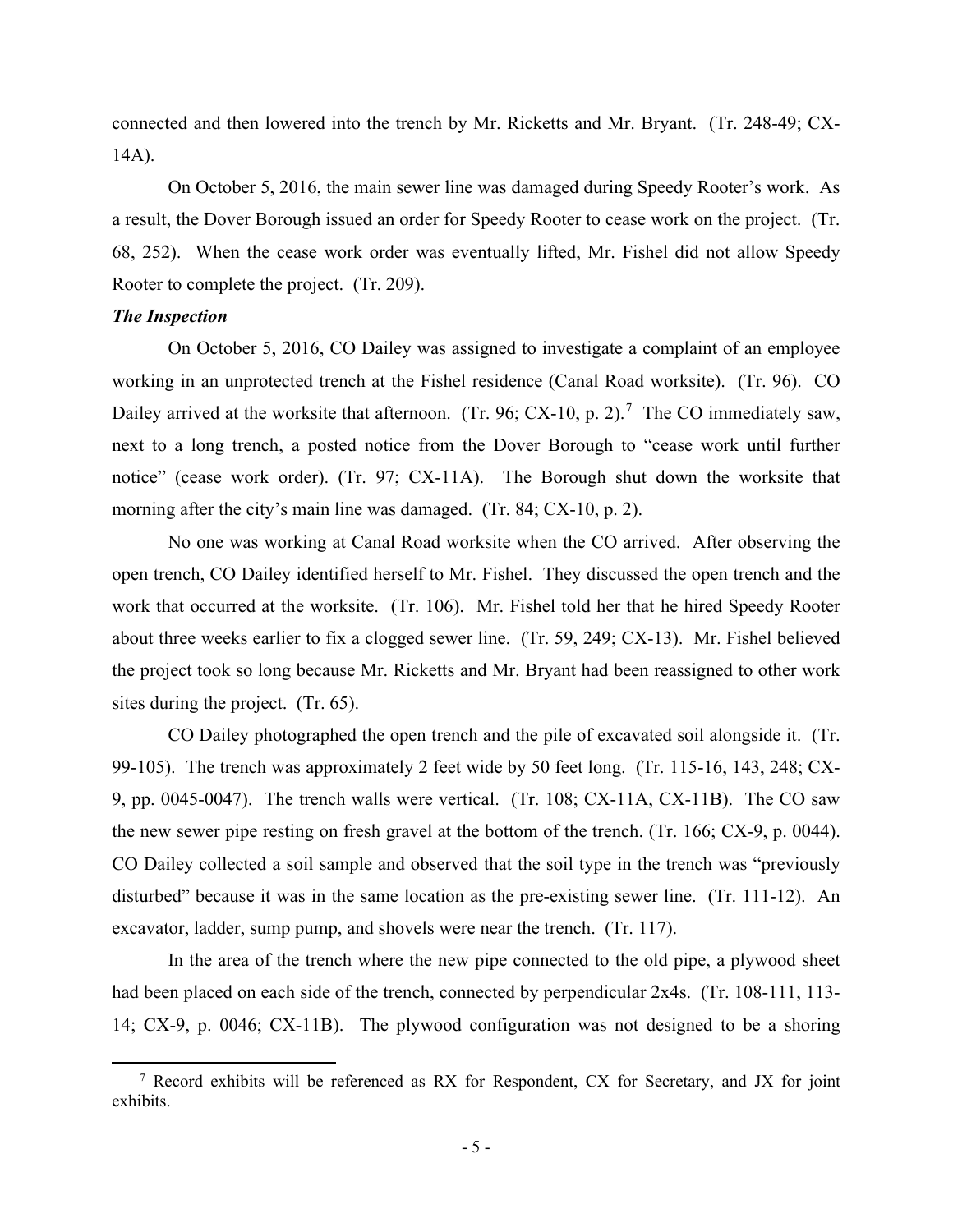connected and then lowered into the trench by Mr. Ricketts and Mr. Bryant. (Tr. 248-49; CX-14A).

On October 5, 2016, the main sewer line was damaged during Speedy Rooter's work. As a result, the Dover Borough issued an order for Speedy Rooter to cease work on the project. (Tr. 68, 252). When the cease work order was eventually lifted, Mr. Fishel did not allow Speedy Rooter to complete the project. (Tr. 209).

***The Inspection***

On October 5, 2016, CO Dailey was assigned to investigate a complaint of an employee working in an unprotected trench at the Fishel residence (Canal Road worksite). (Tr. 96). CO Dailey arrived at the worksite that afternoon. (Tr. 96; CX-10, p. 2).[7] The CO immediately saw, next to a long trench, a posted notice from the Dover Borough to "cease work until further notice" (cease work order). (Tr. 97; CX-11A). The Borough shut down the worksite that morning after the city's main line was damaged. (Tr. 84; CX-10, p. 2).

No one was working at Canal Road worksite when the CO arrived. After observing the open trench, CO Dailey identified herself to Mr. Fishel. They discussed the open trench and the work that occurred at the worksite. (Tr. 106). Mr. Fishel told her that he hired Speedy Rooter about three weeks earlier to fix a clogged sewer line. (Tr. 59, 249; CX-13). Mr. Fishel believed the project took so long because Mr. Ricketts and Mr. Bryant had been reassigned to other work sites during the project. (Tr. 65).

CO Dailey photographed the open trench and the pile of excavated soil alongside it. (Tr. 99-105). The trench was approximately 2 feet wide by 50 feet long. (Tr. 115-16, 143, 248; CX-9, pp. 0045-0047). The trench walls were vertical. (Tr. 108; CX-11A, CX-11B). The CO saw the new sewer pipe resting on fresh gravel at the bottom of the trench. (Tr. 166; CX-9, p. 0044). CO Dailey collected a soil sample and observed that the soil type in the trench was "previously disturbed" because it was in the same location as the pre-existing sewer line. (Tr. 111-12). An excavator, ladder, sump pump, and shovels were near the trench. (Tr. 117).

In the area of the trench where the new pipe connected to the old pipe, a plywood sheet had been placed on each side of the trench, connected by perpendicular 2x4s. (Tr. 108-111, 113-14; CX-9, p. 0046; CX-11B). The plywood configuration was not designed to be a shoring

[7] Record exhibits will be referenced as RX for Respondent, CX for Secretary, and JX for joint exhibits.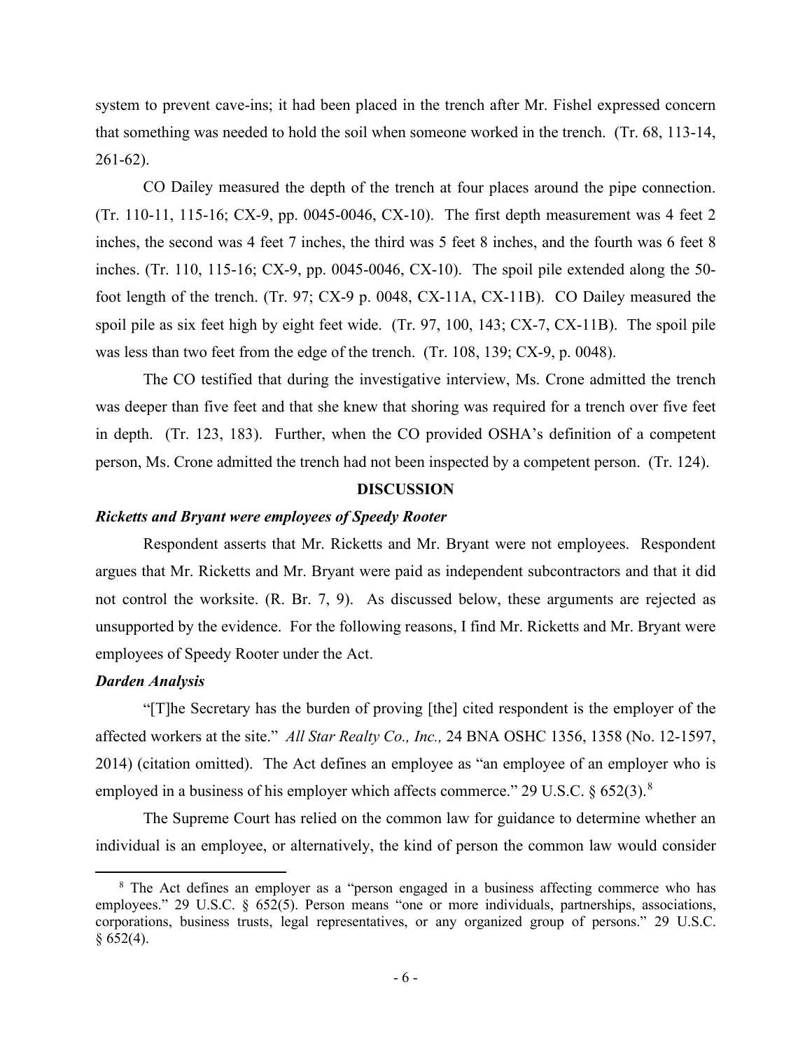system to prevent cave-ins; it had been placed in the trench after Mr. Fishel expressed concern that something was needed to hold the soil when someone worked in the trench. (Tr. 68, 113-14, 261-62).

CO Dailey measured the depth of the trench at four places around the pipe connection. (Tr. 110-11, 115-16; CX-9, pp. 0045-0046, CX-10). The first depth measurement was 4 feet 2 inches, the second was 4 feet 7 inches, the third was 5 feet 8 inches, and the fourth was 6 feet 8 inches. (Tr. 110, 115-16; CX-9, pp. 0045-0046, CX-10). The spoil pile extended along the 50-foot length of the trench. (Tr. 97; CX-9 p. 0048, CX-11A, CX-11B). CO Dailey measured the spoil pile as six feet high by eight feet wide. (Tr. 97, 100, 143; CX-7, CX-11B). The spoil pile was less than two feet from the edge of the trench. (Tr. 108, 139; CX-9, p. 0048).

The CO testified that during the investigative interview, Ms. Crone admitted the trench was deeper than five feet and that she knew that shoring was required for a trench over five feet in depth. (Tr. 123, 183). Further, when the CO provided OSHA's definition of a competent person, Ms. Crone admitted the trench had not been inspected by a competent person. (Tr. 124).

## DISCUSSION

### *Ricketts and Bryant were employees of Speedy Rooter*

Respondent asserts that Mr. Ricketts and Mr. Bryant were not employees. Respondent argues that Mr. Ricketts and Mr. Bryant were paid as independent subcontractors and that it did not control the worksite. (R. Br. 7, 9). As discussed below, these arguments are rejected as unsupported by the evidence. For the following reasons, I find Mr. Ricketts and Mr. Bryant were employees of Speedy Rooter under the Act.

### *Darden Analysis*

"[T]he Secretary has the burden of proving [the] cited respondent is the employer of the affected workers at the site." *All Star Realty Co., Inc.,* 24 BNA OSHC 1356, 1358 (No. 12-1597, 2014) (citation omitted). The Act defines an employee as "an employee of an employer who is employed in a business of his employer which affects commerce." 29 U.S.C. § 652(3).[8]

The Supreme Court has relied on the common law for guidance to determine whether an individual is an employee, or alternatively, the kind of person the common law would consider

[8] The Act defines an employer as a "person engaged in a business affecting commerce who has employees." 29 U.S.C. § 652(5). Person means "one or more individuals, partnerships, associations, corporations, business trusts, legal representatives, or any organized group of persons." 29 U.S.C. § 652(4).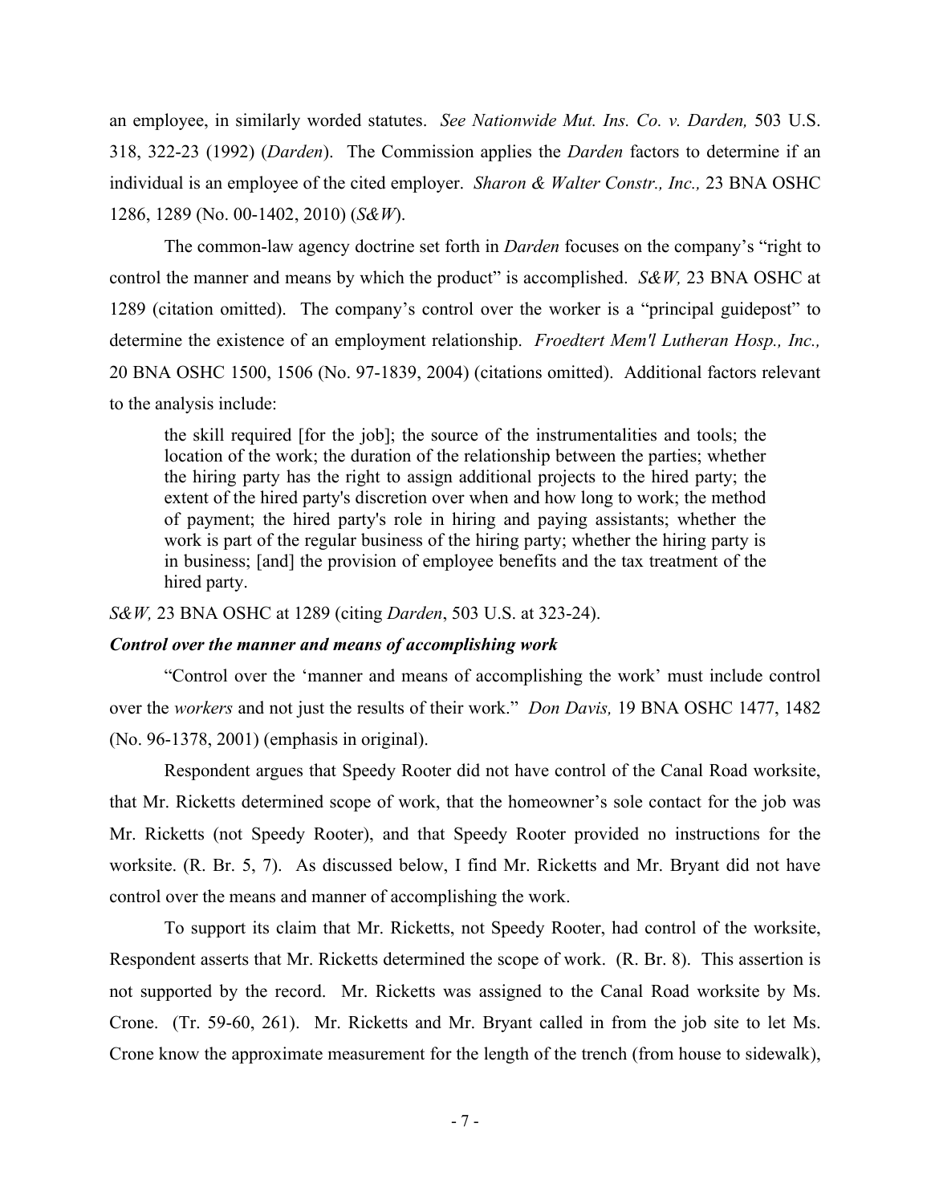an employee, in similarly worded statutes. *See Nationwide Mut. Ins. Co. v. Darden,* 503 U.S. 318, 322-23 (1992) (*Darden*). The Commission applies the *Darden* factors to determine if an individual is an employee of the cited employer. *Sharon & Walter Constr., Inc.,* 23 BNA OSHC 1286, 1289 (No. 00-1402, 2010) (*S&W*).

The common-law agency doctrine set forth in *Darden* focuses on the company's "right to control the manner and means by which the product" is accomplished. *S&W,* 23 BNA OSHC at 1289 (citation omitted). The company's control over the worker is a "principal guidepost" to determine the existence of an employment relationship. *Froedtert Mem'l Lutheran Hosp., Inc.,* 20 BNA OSHC 1500, 1506 (No. 97-1839, 2004) (citations omitted). Additional factors relevant to the analysis include:

> the skill required [for the job]; the source of the instrumentalities and tools; the location of the work; the duration of the relationship between the parties; whether the hiring party has the right to assign additional projects to the hired party; the extent of the hired party's discretion over when and how long to work; the method of payment; the hired party's role in hiring and paying assistants; whether the work is part of the regular business of the hiring party; whether the hiring party is in business; [and] the provision of employee benefits and the tax treatment of the hired party.

*S&W,* 23 BNA OSHC at 1289 (citing *Darden*, 503 U.S. at 323-24).

***Control over the manner and means of accomplishing work***

"Control over the 'manner and means of accomplishing the work' must include control over the *workers* and not just the results of their work." *Don Davis,* 19 BNA OSHC 1477, 1482 (No. 96-1378, 2001) (emphasis in original).

Respondent argues that Speedy Rooter did not have control of the Canal Road worksite, that Mr. Ricketts determined scope of work, that the homeowner's sole contact for the job was Mr. Ricketts (not Speedy Rooter), and that Speedy Rooter provided no instructions for the worksite. (R. Br. 5, 7). As discussed below, I find Mr. Ricketts and Mr. Bryant did not have control over the means and manner of accomplishing the work.

To support its claim that Mr. Ricketts, not Speedy Rooter, had control of the worksite, Respondent asserts that Mr. Ricketts determined the scope of work. (R. Br. 8). This assertion is not supported by the record. Mr. Ricketts was assigned to the Canal Road worksite by Ms. Crone. (Tr. 59-60, 261). Mr. Ricketts and Mr. Bryant called in from the job site to let Ms. Crone know the approximate measurement for the length of the trench (from house to sidewalk),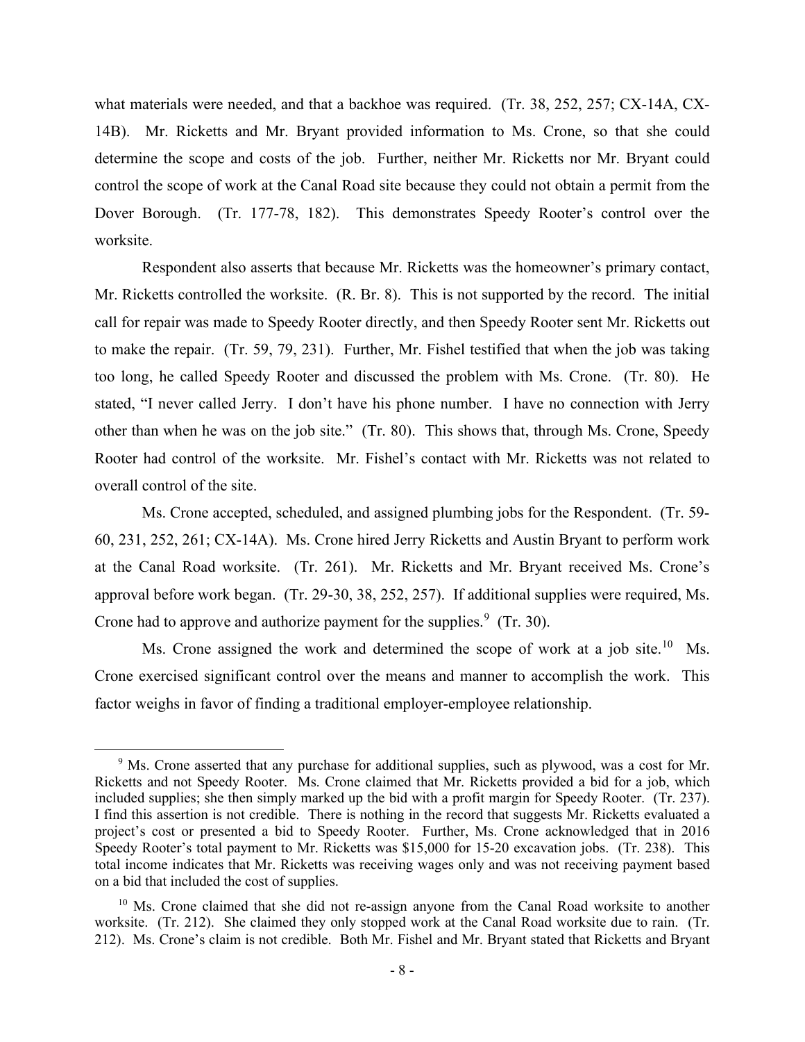what materials were needed, and that a backhoe was required. (Tr. 38, 252, 257; CX-14A, CX-14B). Mr. Ricketts and Mr. Bryant provided information to Ms. Crone, so that she could determine the scope and costs of the job. Further, neither Mr. Ricketts nor Mr. Bryant could control the scope of work at the Canal Road site because they could not obtain a permit from the Dover Borough. (Tr. 177-78, 182). This demonstrates Speedy Rooter's control over the worksite.

Respondent also asserts that because Mr. Ricketts was the homeowner's primary contact, Mr. Ricketts controlled the worksite. (R. Br. 8). This is not supported by the record. The initial call for repair was made to Speedy Rooter directly, and then Speedy Rooter sent Mr. Ricketts out to make the repair. (Tr. 59, 79, 231). Further, Mr. Fishel testified that when the job was taking too long, he called Speedy Rooter and discussed the problem with Ms. Crone. (Tr. 80). He stated, "I never called Jerry. I don't have his phone number. I have no connection with Jerry other than when he was on the job site." (Tr. 80). This shows that, through Ms. Crone, Speedy Rooter had control of the worksite. Mr. Fishel's contact with Mr. Ricketts was not related to overall control of the site.

Ms. Crone accepted, scheduled, and assigned plumbing jobs for the Respondent. (Tr. 59-60, 231, 252, 261; CX-14A). Ms. Crone hired Jerry Ricketts and Austin Bryant to perform work at the Canal Road worksite. (Tr. 261). Mr. Ricketts and Mr. Bryant received Ms. Crone's approval before work began. (Tr. 29-30, 38, 252, 257). If additional supplies were required, Ms. Crone had to approve and authorize payment for the supplies.[9] (Tr. 30).

Ms. Crone assigned the work and determined the scope of work at a job site.[10] Ms. Crone exercised significant control over the means and manner to accomplish the work. This factor weighs in favor of finding a traditional employer-employee relationship.

---

[9] Ms. Crone asserted that any purchase for additional supplies, such as plywood, was a cost for Mr. Ricketts and not Speedy Rooter. Ms. Crone claimed that Mr. Ricketts provided a bid for a job, which included supplies; she then simply marked up the bid with a profit margin for Speedy Rooter. (Tr. 237). I find this assertion is not credible. There is nothing in the record that suggests Mr. Ricketts evaluated a project's cost or presented a bid to Speedy Rooter. Further, Ms. Crone acknowledged that in 2016 Speedy Rooter's total payment to Mr. Ricketts was $15,000 for 15-20 excavation jobs. (Tr. 238). This total income indicates that Mr. Ricketts was receiving wages only and was not receiving payment based on a bid that included the cost of supplies.

[10] Ms. Crone claimed that she did not re-assign anyone from the Canal Road worksite to another worksite. (Tr. 212). She claimed they only stopped work at the Canal Road worksite due to rain. (Tr. 212). Ms. Crone's claim is not credible. Both Mr. Fishel and Mr. Bryant stated that Ricketts and Bryant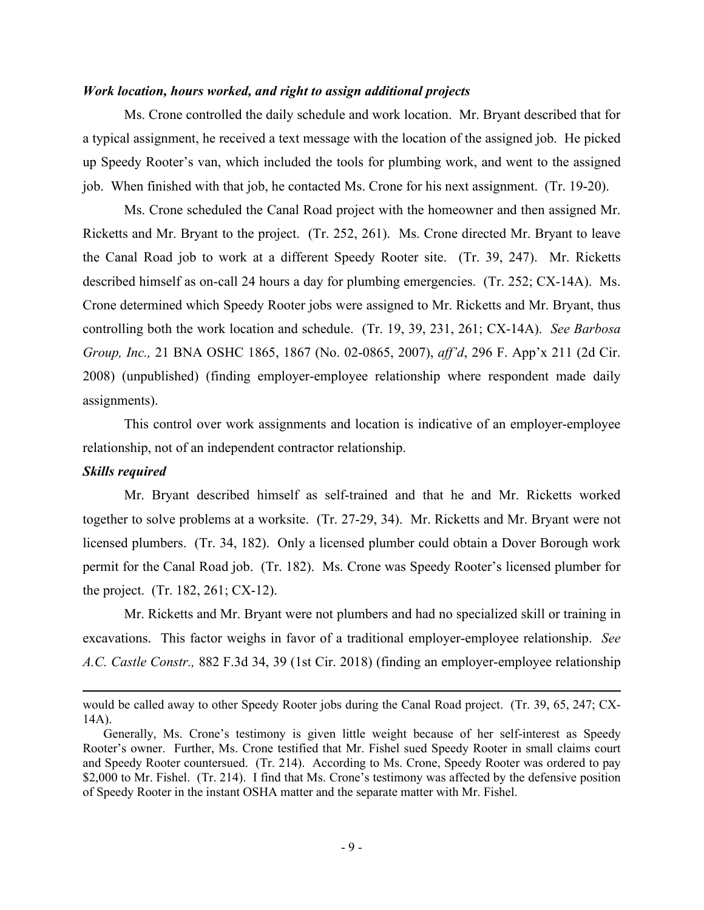***Work location, hours worked, and right to assign additional projects***

Ms. Crone controlled the daily schedule and work location. Mr. Bryant described that for a typical assignment, he received a text message with the location of the assigned job. He picked up Speedy Rooter's van, which included the tools for plumbing work, and went to the assigned job. When finished with that job, he contacted Ms. Crone for his next assignment. (Tr. 19-20).

Ms. Crone scheduled the Canal Road project with the homeowner and then assigned Mr. Ricketts and Mr. Bryant to the project. (Tr. 252, 261). Ms. Crone directed Mr. Bryant to leave the Canal Road job to work at a different Speedy Rooter site. (Tr. 39, 247). Mr. Ricketts described himself as on-call 24 hours a day for plumbing emergencies. (Tr. 252; CX-14A). Ms. Crone determined which Speedy Rooter jobs were assigned to Mr. Ricketts and Mr. Bryant, thus controlling both the work location and schedule. (Tr. 19, 39, 231, 261; CX-14A). *See Barbosa Group, Inc.,* 21 BNA OSHC 1865, 1867 (No. 02-0865, 2007), *aff'd*, 296 F. App'x 211 (2d Cir. 2008) (unpublished) (finding employer-employee relationship where respondent made daily assignments).

This control over work assignments and location is indicative of an employer-employee relationship, not of an independent contractor relationship.

***Skills required***

Mr. Bryant described himself as self-trained and that he and Mr. Ricketts worked together to solve problems at a worksite. (Tr. 27-29, 34). Mr. Ricketts and Mr. Bryant were not licensed plumbers. (Tr. 34, 182). Only a licensed plumber could obtain a Dover Borough work permit for the Canal Road job. (Tr. 182). Ms. Crone was Speedy Rooter's licensed plumber for the project. (Tr. 182, 261; CX-12).

Mr. Ricketts and Mr. Bryant were not plumbers and had no specialized skill or training in excavations. This factor weighs in favor of a traditional employer-employee relationship. *See A.C. Castle Constr.,* 882 F.3d 34, 39 (1st Cir. 2018) (finding an employer-employee relationship

---

would be called away to other Speedy Rooter jobs during the Canal Road project. (Tr. 39, 65, 247; CX-14A).

Generally, Ms. Crone's testimony is given little weight because of her self-interest as Speedy Rooter's owner. Further, Ms. Crone testified that Mr. Fishel sued Speedy Rooter in small claims court and Speedy Rooter countersued. (Tr. 214). According to Ms. Crone, Speedy Rooter was ordered to pay $2,000 to Mr. Fishel. (Tr. 214). I find that Ms. Crone's testimony was affected by the defensive position of Speedy Rooter in the instant OSHA matter and the separate matter with Mr. Fishel.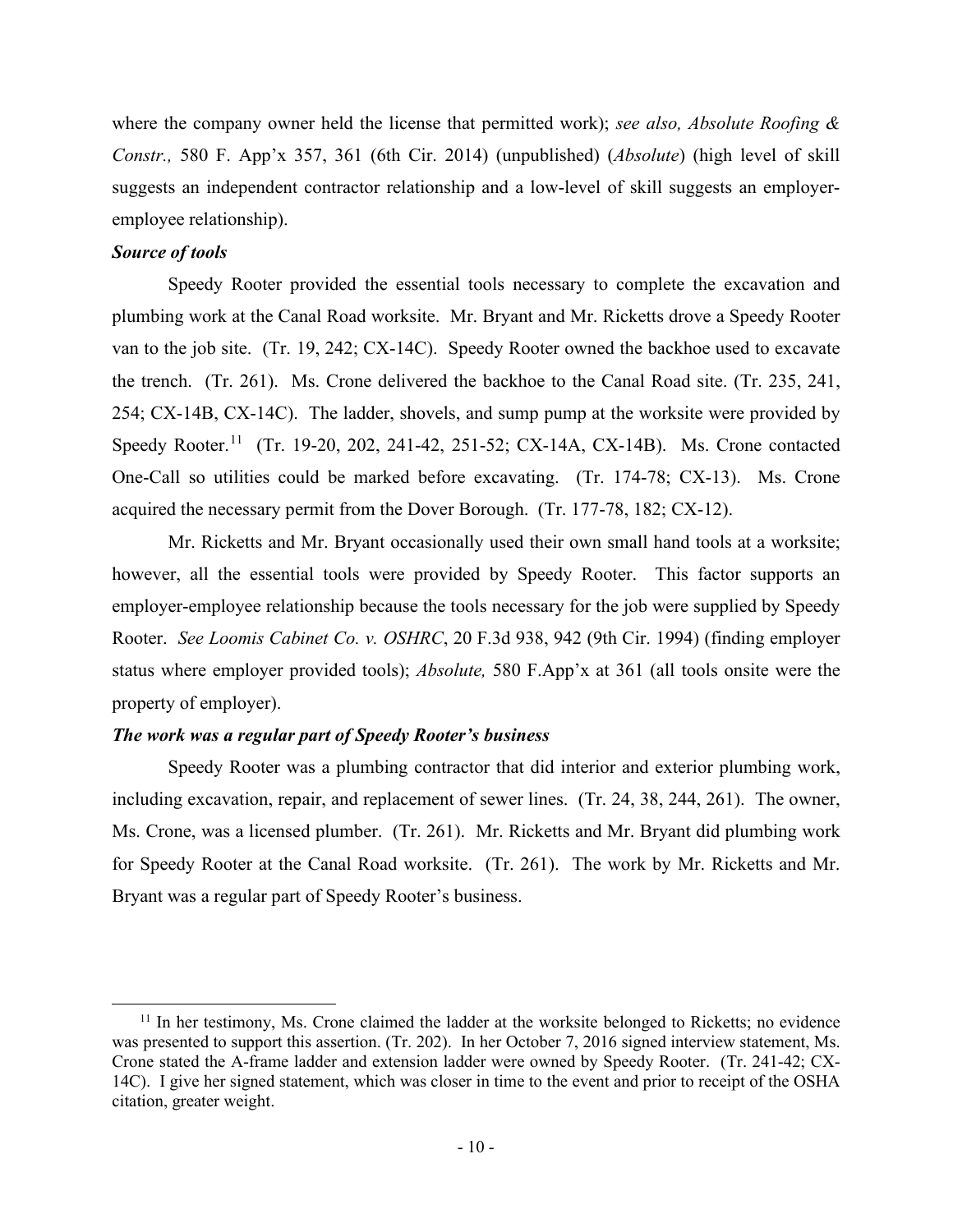where the company owner held the license that permitted work); *see also, Absolute Roofing & Constr.,* 580 F. App'x 357, 361 (6th Cir. 2014) (unpublished) (*Absolute*) (high level of skill suggests an independent contractor relationship and a low-level of skill suggests an employer-employee relationship).

***Source of tools***

Speedy Rooter provided the essential tools necessary to complete the excavation and plumbing work at the Canal Road worksite. Mr. Bryant and Mr. Ricketts drove a Speedy Rooter van to the job site. (Tr. 19, 242; CX-14C). Speedy Rooter owned the backhoe used to excavate the trench. (Tr. 261). Ms. Crone delivered the backhoe to the Canal Road site. (Tr. 235, 241, 254; CX-14B, CX-14C). The ladder, shovels, and sump pump at the worksite were provided by Speedy Rooter.[11] (Tr. 19-20, 202, 241-42, 251-52; CX-14A, CX-14B). Ms. Crone contacted One-Call so utilities could be marked before excavating. (Tr. 174-78; CX-13). Ms. Crone acquired the necessary permit from the Dover Borough. (Tr. 177-78, 182; CX-12).

Mr. Ricketts and Mr. Bryant occasionally used their own small hand tools at a worksite; however, all the essential tools were provided by Speedy Rooter. This factor supports an employer-employee relationship because the tools necessary for the job were supplied by Speedy Rooter. *See Loomis Cabinet Co. v. OSHRC*, 20 F.3d 938, 942 (9th Cir. 1994) (finding employer status where employer provided tools); *Absolute,* 580 F.App'x at 361 (all tools onsite were the property of employer).

***The work was a regular part of Speedy Rooter's business***

Speedy Rooter was a plumbing contractor that did interior and exterior plumbing work, including excavation, repair, and replacement of sewer lines. (Tr. 24, 38, 244, 261). The owner, Ms. Crone, was a licensed plumber. (Tr. 261). Mr. Ricketts and Mr. Bryant did plumbing work for Speedy Rooter at the Canal Road worksite. (Tr. 261). The work by Mr. Ricketts and Mr. Bryant was a regular part of Speedy Rooter's business.

---

[11] In her testimony, Ms. Crone claimed the ladder at the worksite belonged to Ricketts; no evidence was presented to support this assertion. (Tr. 202). In her October 7, 2016 signed interview statement, Ms. Crone stated the A-frame ladder and extension ladder were owned by Speedy Rooter. (Tr. 241-42; CX-14C). I give her signed statement, which was closer in time to the event and prior to receipt of the OSHA citation, greater weight.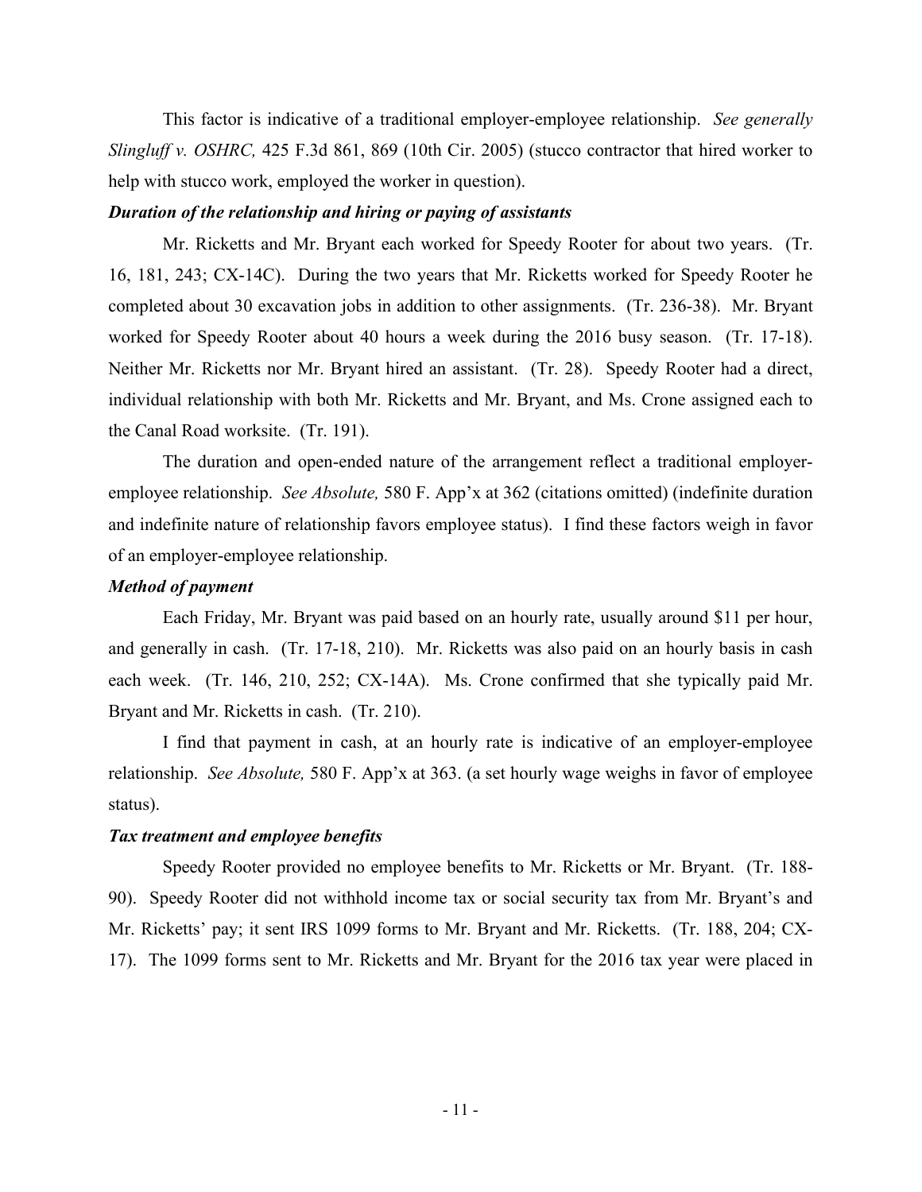This factor is indicative of a traditional employer-employee relationship. *See generally Slingluff v. OSHRC,* 425 F.3d 861, 869 (10th Cir. 2005) (stucco contractor that hired worker to help with stucco work, employed the worker in question).

***Duration of the relationship and hiring or paying of assistants***

Mr. Ricketts and Mr. Bryant each worked for Speedy Rooter for about two years. (Tr. 16, 181, 243; CX-14C). During the two years that Mr. Ricketts worked for Speedy Rooter he completed about 30 excavation jobs in addition to other assignments. (Tr. 236-38). Mr. Bryant worked for Speedy Rooter about 40 hours a week during the 2016 busy season. (Tr. 17-18). Neither Mr. Ricketts nor Mr. Bryant hired an assistant. (Tr. 28). Speedy Rooter had a direct, individual relationship with both Mr. Ricketts and Mr. Bryant, and Ms. Crone assigned each to the Canal Road worksite. (Tr. 191).

The duration and open-ended nature of the arrangement reflect a traditional employer-employee relationship. *See Absolute,* 580 F. App'x at 362 (citations omitted) (indefinite duration and indefinite nature of relationship favors employee status). I find these factors weigh in favor of an employer-employee relationship.

***Method of payment***

Each Friday, Mr. Bryant was paid based on an hourly rate, usually around $11 per hour, and generally in cash. (Tr. 17-18, 210). Mr. Ricketts was also paid on an hourly basis in cash each week. (Tr. 146, 210, 252; CX-14A). Ms. Crone confirmed that she typically paid Mr. Bryant and Mr. Ricketts in cash. (Tr. 210).

I find that payment in cash, at an hourly rate is indicative of an employer-employee relationship. *See Absolute,* 580 F. App'x at 363. (a set hourly wage weighs in favor of employee status).

***Tax treatment and employee benefits***

Speedy Rooter provided no employee benefits to Mr. Ricketts or Mr. Bryant. (Tr. 188-90). Speedy Rooter did not withhold income tax or social security tax from Mr. Bryant's and Mr. Ricketts' pay; it sent IRS 1099 forms to Mr. Bryant and Mr. Ricketts. (Tr. 188, 204; CX-17). The 1099 forms sent to Mr. Ricketts and Mr. Bryant for the 2016 tax year were placed in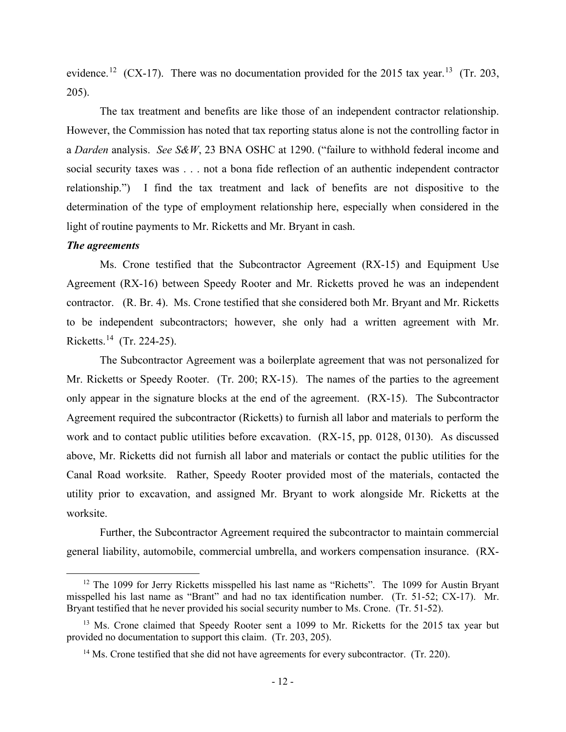evidence.[12] (CX-17). There was no documentation provided for the 2015 tax year.[13] (Tr. 203, 205).

The tax treatment and benefits are like those of an independent contractor relationship. However, the Commission has noted that tax reporting status alone is not the controlling factor in a *Darden* analysis. *See S&W*, 23 BNA OSHC at 1290. ("failure to withhold federal income and social security taxes was . . . not a bona fide reflection of an authentic independent contractor relationship.") I find the tax treatment and lack of benefits are not dispositive to the determination of the type of employment relationship here, especially when considered in the light of routine payments to Mr. Ricketts and Mr. Bryant in cash.

***The agreements***

Ms. Crone testified that the Subcontractor Agreement (RX-15) and Equipment Use Agreement (RX-16) between Speedy Rooter and Mr. Ricketts proved he was an independent contractor. (R. Br. 4). Ms. Crone testified that she considered both Mr. Bryant and Mr. Ricketts to be independent subcontractors; however, she only had a written agreement with Mr. Ricketts.[14] (Tr. 224-25).

The Subcontractor Agreement was a boilerplate agreement that was not personalized for Mr. Ricketts or Speedy Rooter. (Tr. 200; RX-15). The names of the parties to the agreement only appear in the signature blocks at the end of the agreement. (RX-15). The Subcontractor Agreement required the subcontractor (Ricketts) to furnish all labor and materials to perform the work and to contact public utilities before excavation. (RX-15, pp. 0128, 0130). As discussed above, Mr. Ricketts did not furnish all labor and materials or contact the public utilities for the Canal Road worksite. Rather, Speedy Rooter provided most of the materials, contacted the utility prior to excavation, and assigned Mr. Bryant to work alongside Mr. Ricketts at the worksite.

Further, the Subcontractor Agreement required the subcontractor to maintain commercial general liability, automobile, commercial umbrella, and workers compensation insurance. (RX-

---

[12] The 1099 for Jerry Ricketts misspelled his last name as "Richetts". The 1099 for Austin Bryant misspelled his last name as "Brant" and had no tax identification number. (Tr. 51-52; CX-17). Mr. Bryant testified that he never provided his social security number to Ms. Crone. (Tr. 51-52).

[13] Ms. Crone claimed that Speedy Rooter sent a 1099 to Mr. Ricketts for the 2015 tax year but provided no documentation to support this claim. (Tr. 203, 205).

[14] Ms. Crone testified that she did not have agreements for every subcontractor. (Tr. 220).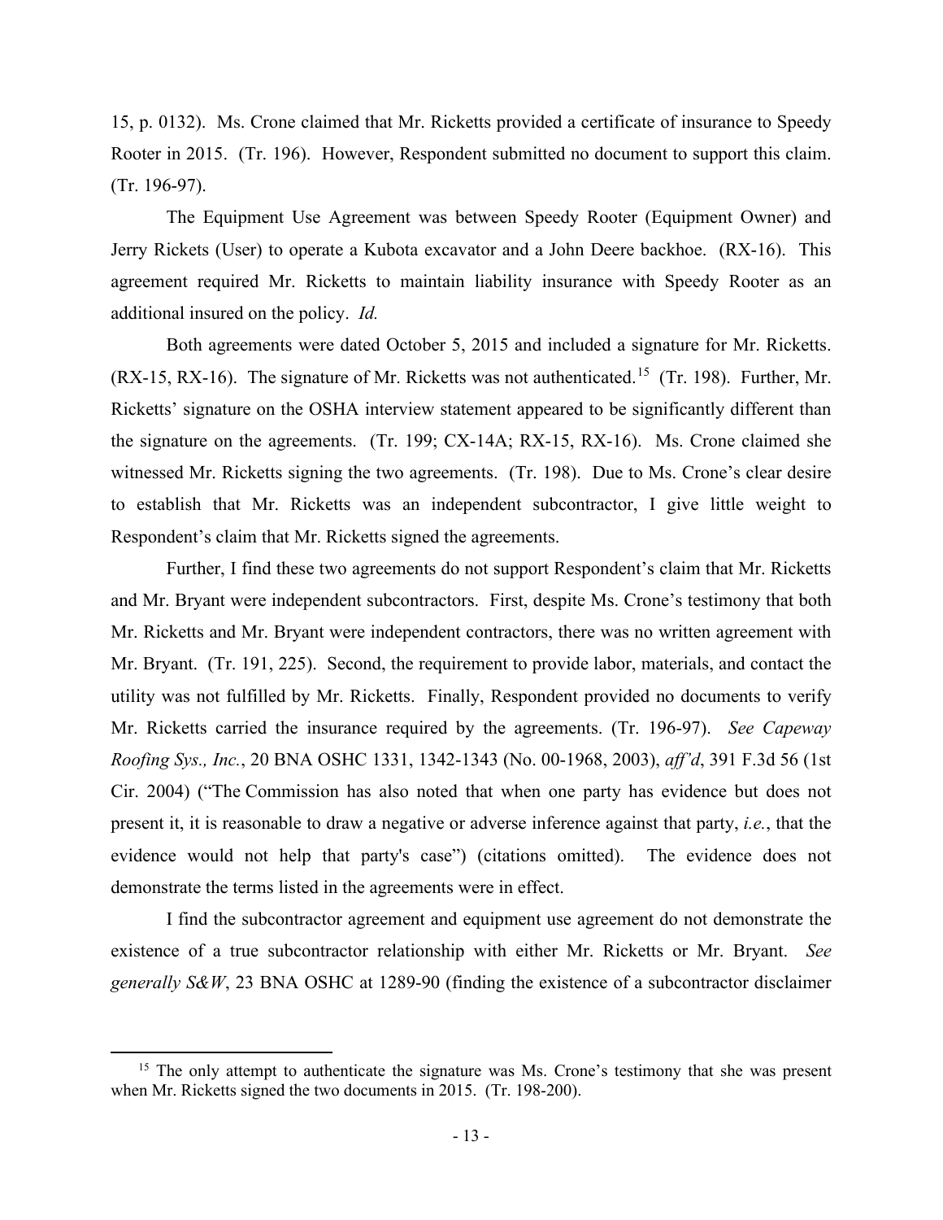15, p. 0132). Ms. Crone claimed that Mr. Ricketts provided a certificate of insurance to Speedy Rooter in 2015. (Tr. 196). However, Respondent submitted no document to support this claim. (Tr. 196-97).

The Equipment Use Agreement was between Speedy Rooter (Equipment Owner) and Jerry Rickets (User) to operate a Kubota excavator and a John Deere backhoe. (RX-16). This agreement required Mr. Ricketts to maintain liability insurance with Speedy Rooter as an additional insured on the policy. *Id.*

Both agreements were dated October 5, 2015 and included a signature for Mr. Ricketts. (RX-15, RX-16). The signature of Mr. Ricketts was not authenticated.[15] (Tr. 198). Further, Mr. Ricketts' signature on the OSHA interview statement appeared to be significantly different than the signature on the agreements. (Tr. 199; CX-14A; RX-15, RX-16). Ms. Crone claimed she witnessed Mr. Ricketts signing the two agreements. (Tr. 198). Due to Ms. Crone's clear desire to establish that Mr. Ricketts was an independent subcontractor, I give little weight to Respondent's claim that Mr. Ricketts signed the agreements.

Further, I find these two agreements do not support Respondent's claim that Mr. Ricketts and Mr. Bryant were independent subcontractors. First, despite Ms. Crone's testimony that both Mr. Ricketts and Mr. Bryant were independent contractors, there was no written agreement with Mr. Bryant. (Tr. 191, 225). Second, the requirement to provide labor, materials, and contact the utility was not fulfilled by Mr. Ricketts. Finally, Respondent provided no documents to verify Mr. Ricketts carried the insurance required by the agreements. (Tr. 196-97). *See Capeway Roofing Sys., Inc.*, 20 BNA OSHC 1331, 1342-1343 (No. 00-1968, 2003), *aff'd*, 391 F.3d 56 (1st Cir. 2004) ("The Commission has also noted that when one party has evidence but does not present it, it is reasonable to draw a negative or adverse inference against that party, *i.e.*, that the evidence would not help that party's case") (citations omitted). The evidence does not demonstrate the terms listed in the agreements were in effect.

I find the subcontractor agreement and equipment use agreement do not demonstrate the existence of a true subcontractor relationship with either Mr. Ricketts or Mr. Bryant. *See generally S&W*, 23 BNA OSHC at 1289-90 (finding the existence of a subcontractor disclaimer

---

[15] The only attempt to authenticate the signature was Ms. Crone's testimony that she was present when Mr. Ricketts signed the two documents in 2015. (Tr. 198-200).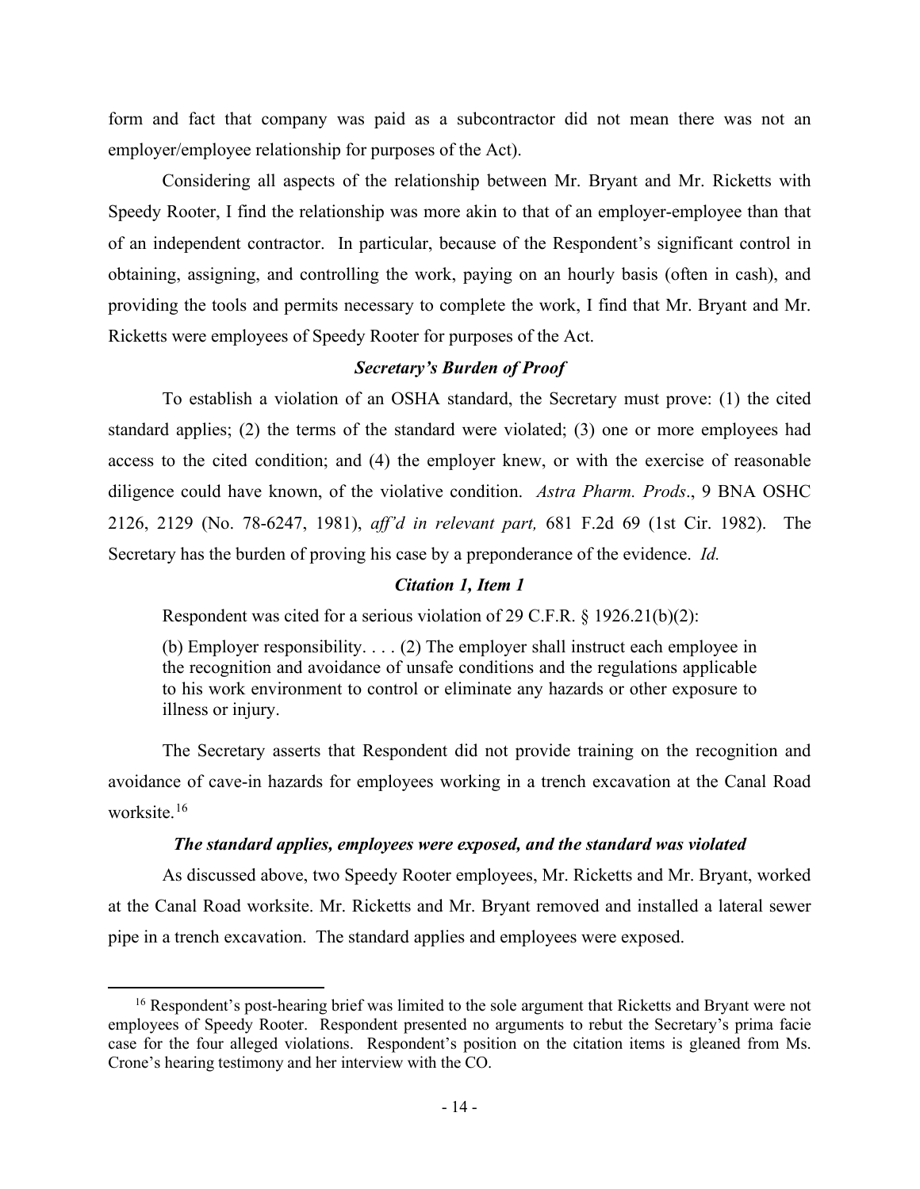form and fact that company was paid as a subcontractor did not mean there was not an employer/employee relationship for purposes of the Act).

Considering all aspects of the relationship between Mr. Bryant and Mr. Ricketts with Speedy Rooter, I find the relationship was more akin to that of an employer-employee than that of an independent contractor. In particular, because of the Respondent's significant control in obtaining, assigning, and controlling the work, paying on an hourly basis (often in cash), and providing the tools and permits necessary to complete the work, I find that Mr. Bryant and Mr. Ricketts were employees of Speedy Rooter for purposes of the Act.

***Secretary's Burden of Proof***

To establish a violation of an OSHA standard, the Secretary must prove: (1) the cited standard applies; (2) the terms of the standard were violated; (3) one or more employees had access to the cited condition; and (4) the employer knew, or with the exercise of reasonable diligence could have known, of the violative condition. *Astra Pharm. Prods*., 9 BNA OSHC 2126, 2129 (No. 78-6247, 1981), *aff'd in relevant part,* 681 F.2d 69 (1st Cir. 1982). The Secretary has the burden of proving his case by a preponderance of the evidence. *Id.*

***Citation 1, Item 1***

Respondent was cited for a serious violation of 29 C.F.R. § 1926.21(b)(2):

> (b) Employer responsibility. . . . (2) The employer shall instruct each employee in the recognition and avoidance of unsafe conditions and the regulations applicable to his work environment to control or eliminate any hazards or other exposure to illness or injury.

The Secretary asserts that Respondent did not provide training on the recognition and avoidance of cave-in hazards for employees working in a trench excavation at the Canal Road worksite.[16]

***The standard applies, employees were exposed, and the standard was violated***

As discussed above, two Speedy Rooter employees, Mr. Ricketts and Mr. Bryant, worked at the Canal Road worksite. Mr. Ricketts and Mr. Bryant removed and installed a lateral sewer pipe in a trench excavation. The standard applies and employees were exposed.

[16] Respondent's post-hearing brief was limited to the sole argument that Ricketts and Bryant were not employees of Speedy Rooter. Respondent presented no arguments to rebut the Secretary's prima facie case for the four alleged violations. Respondent's position on the citation items is gleaned from Ms. Crone's hearing testimony and her interview with the CO.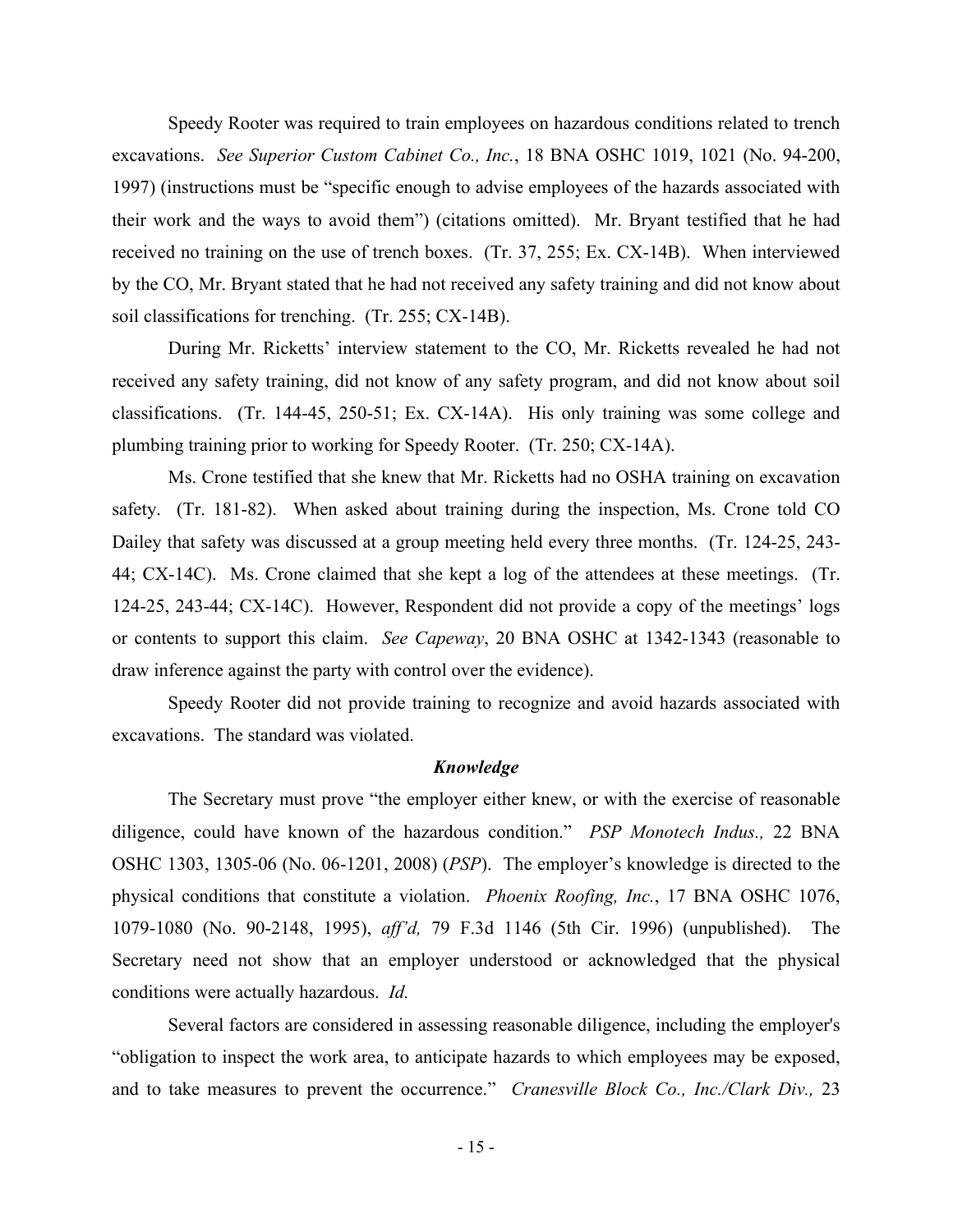Speedy Rooter was required to train employees on hazardous conditions related to trench excavations. *See Superior Custom Cabinet Co., Inc.*, 18 BNA OSHC 1019, 1021 (No. 94-200, 1997) (instructions must be "specific enough to advise employees of the hazards associated with their work and the ways to avoid them") (citations omitted). Mr. Bryant testified that he had received no training on the use of trench boxes. (Tr. 37, 255; Ex. CX-14B). When interviewed by the CO, Mr. Bryant stated that he had not received any safety training and did not know about soil classifications for trenching. (Tr. 255; CX-14B).

During Mr. Ricketts' interview statement to the CO, Mr. Ricketts revealed he had not received any safety training, did not know of any safety program, and did not know about soil classifications. (Tr. 144-45, 250-51; Ex. CX-14A). His only training was some college and plumbing training prior to working for Speedy Rooter. (Tr. 250; CX-14A).

Ms. Crone testified that she knew that Mr. Ricketts had no OSHA training on excavation safety. (Tr. 181-82). When asked about training during the inspection, Ms. Crone told CO Dailey that safety was discussed at a group meeting held every three months. (Tr. 124-25, 243-44; CX-14C). Ms. Crone claimed that she kept a log of the attendees at these meetings. (Tr. 124-25, 243-44; CX-14C). However, Respondent did not provide a copy of the meetings' logs or contents to support this claim. *See Capeway*, 20 BNA OSHC at 1342-1343 (reasonable to draw inference against the party with control over the evidence).

Speedy Rooter did not provide training to recognize and avoid hazards associated with excavations. The standard was violated.

### *Knowledge*

The Secretary must prove "the employer either knew, or with the exercise of reasonable diligence, could have known of the hazardous condition." *PSP Monotech Indus.,* 22 BNA OSHC 1303, 1305-06 (No. 06-1201, 2008) (*PSP*). The employer's knowledge is directed to the physical conditions that constitute a violation. *Phoenix Roofing, Inc.*, 17 BNA OSHC 1076, 1079-1080 (No. 90-2148, 1995), *aff'd,* 79 F.3d 1146 (5th Cir. 1996) (unpublished). The Secretary need not show that an employer understood or acknowledged that the physical conditions were actually hazardous. *Id.*

Several factors are considered in assessing reasonable diligence, including the employer's "obligation to inspect the work area, to anticipate hazards to which employees may be exposed, and to take measures to prevent the occurrence." *Cranesville Block Co., Inc./Clark Div.,* 23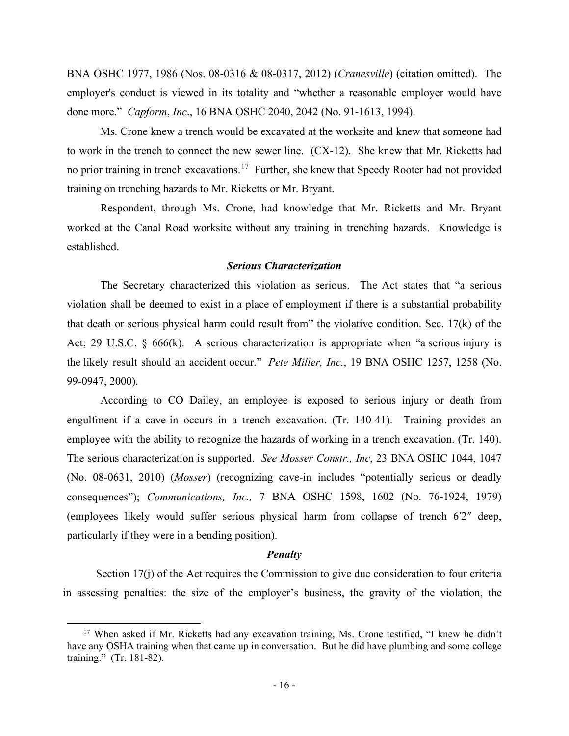BNA OSHC 1977, 1986 (Nos. 08-0316 & 08-0317, 2012) (*Cranesville*) (citation omitted). The employer's conduct is viewed in its totality and "whether a reasonable employer would have done more." *Capform*, *Inc*., 16 BNA OSHC 2040, 2042 (No. 91-1613, 1994).

Ms. Crone knew a trench would be excavated at the worksite and knew that someone had to work in the trench to connect the new sewer line. (CX-12). She knew that Mr. Ricketts had no prior training in trench excavations.[17] Further, she knew that Speedy Rooter had not provided training on trenching hazards to Mr. Ricketts or Mr. Bryant.

Respondent, through Ms. Crone, had knowledge that Mr. Ricketts and Mr. Bryant worked at the Canal Road worksite without any training in trenching hazards. Knowledge is established.

### *Serious Characterization*

The Secretary characterized this violation as serious. The Act states that "a serious violation shall be deemed to exist in a place of employment if there is a substantial probability that death or serious physical harm could result from" the violative condition. Sec. 17(k) of the Act; 29 U.S.C. § 666(k). A serious characterization is appropriate when "a serious injury is the likely result should an accident occur." *Pete Miller, Inc.*, 19 BNA OSHC 1257, 1258 (No. 99-0947, 2000).

According to CO Dailey, an employee is exposed to serious injury or death from engulfment if a cave-in occurs in a trench excavation. (Tr. 140-41). Training provides an employee with the ability to recognize the hazards of working in a trench excavation. (Tr. 140). The serious characterization is supported. *See Mosser Constr., Inc*, 23 BNA OSHC 1044, 1047 (No. 08-0631, 2010) (*Mosser*) (recognizing cave-in includes "potentially serious or deadly consequences"); *Communications, Inc.,* 7 BNA OSHC 1598, 1602 (No. 76-1924, 1979) (employees likely would suffer serious physical harm from collapse of trench 6′2″ deep, particularly if they were in a bending position).

### *Penalty*

Section 17(j) of the Act requires the Commission to give due consideration to four criteria in assessing penalties: the size of the employer's business, the gravity of the violation, the

---

[17] When asked if Mr. Ricketts had any excavation training, Ms. Crone testified, "I knew he didn't have any OSHA training when that came up in conversation. But he did have plumbing and some college training." (Tr. 181-82).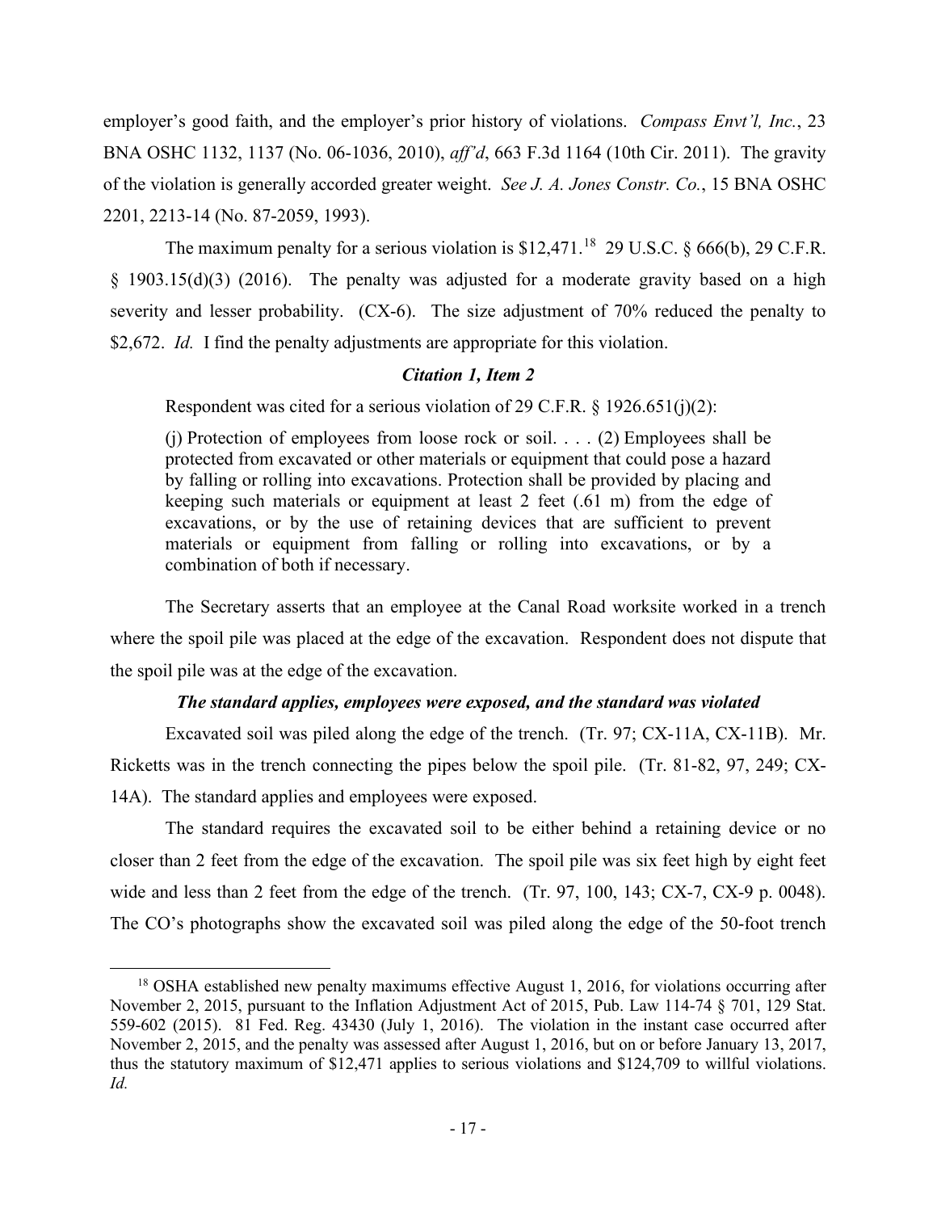employer's good faith, and the employer's prior history of violations. *Compass Envt'l, Inc.*, 23 BNA OSHC 1132, 1137 (No. 06-1036, 2010), *aff'd*, 663 F.3d 1164 (10th Cir. 2011). The gravity of the violation is generally accorded greater weight. *See J. A. Jones Constr. Co.*, 15 BNA OSHC 2201, 2213-14 (No. 87-2059, 1993).

The maximum penalty for a serious violation is $12,471.[18] 29 U.S.C. § 666(b), 29 C.F.R. § 1903.15(d)(3) (2016). The penalty was adjusted for a moderate gravity based on a high severity and lesser probability. (CX-6). The size adjustment of 70% reduced the penalty to $2,672. *Id.* I find the penalty adjustments are appropriate for this violation.

### *Citation 1, Item 2*

Respondent was cited for a serious violation of 29 C.F.R. § 1926.651(j)(2):

> (j) Protection of employees from loose rock or soil. . . . (2) Employees shall be protected from excavated or other materials or equipment that could pose a hazard by falling or rolling into excavations. Protection shall be provided by placing and keeping such materials or equipment at least 2 feet (.61 m) from the edge of excavations, or by the use of retaining devices that are sufficient to prevent materials or equipment from falling or rolling into excavations, or by a combination of both if necessary.

The Secretary asserts that an employee at the Canal Road worksite worked in a trench where the spoil pile was placed at the edge of the excavation. Respondent does not dispute that the spoil pile was at the edge of the excavation.

#### *The standard applies, employees were exposed, and the standard was violated*

Excavated soil was piled along the edge of the trench. (Tr. 97; CX-11A, CX-11B). Mr. Ricketts was in the trench connecting the pipes below the spoil pile. (Tr. 81-82, 97, 249; CX-14A). The standard applies and employees were exposed.

The standard requires the excavated soil to be either behind a retaining device or no closer than 2 feet from the edge of the excavation. The spoil pile was six feet high by eight feet wide and less than 2 feet from the edge of the trench. (Tr. 97, 100, 143; CX-7, CX-9 p. 0048). The CO's photographs show the excavated soil was piled along the edge of the 50-foot trench

---

[18] OSHA established new penalty maximums effective August 1, 2016, for violations occurring after November 2, 2015, pursuant to the Inflation Adjustment Act of 2015, Pub. Law 114-74 § 701, 129 Stat. 559-602 (2015). 81 Fed. Reg. 43430 (July 1, 2016). The violation in the instant case occurred after November 2, 2015, and the penalty was assessed after August 1, 2016, but on or before January 13, 2017, thus the statutory maximum of $12,471 applies to serious violations and $124,709 to willful violations. *Id.*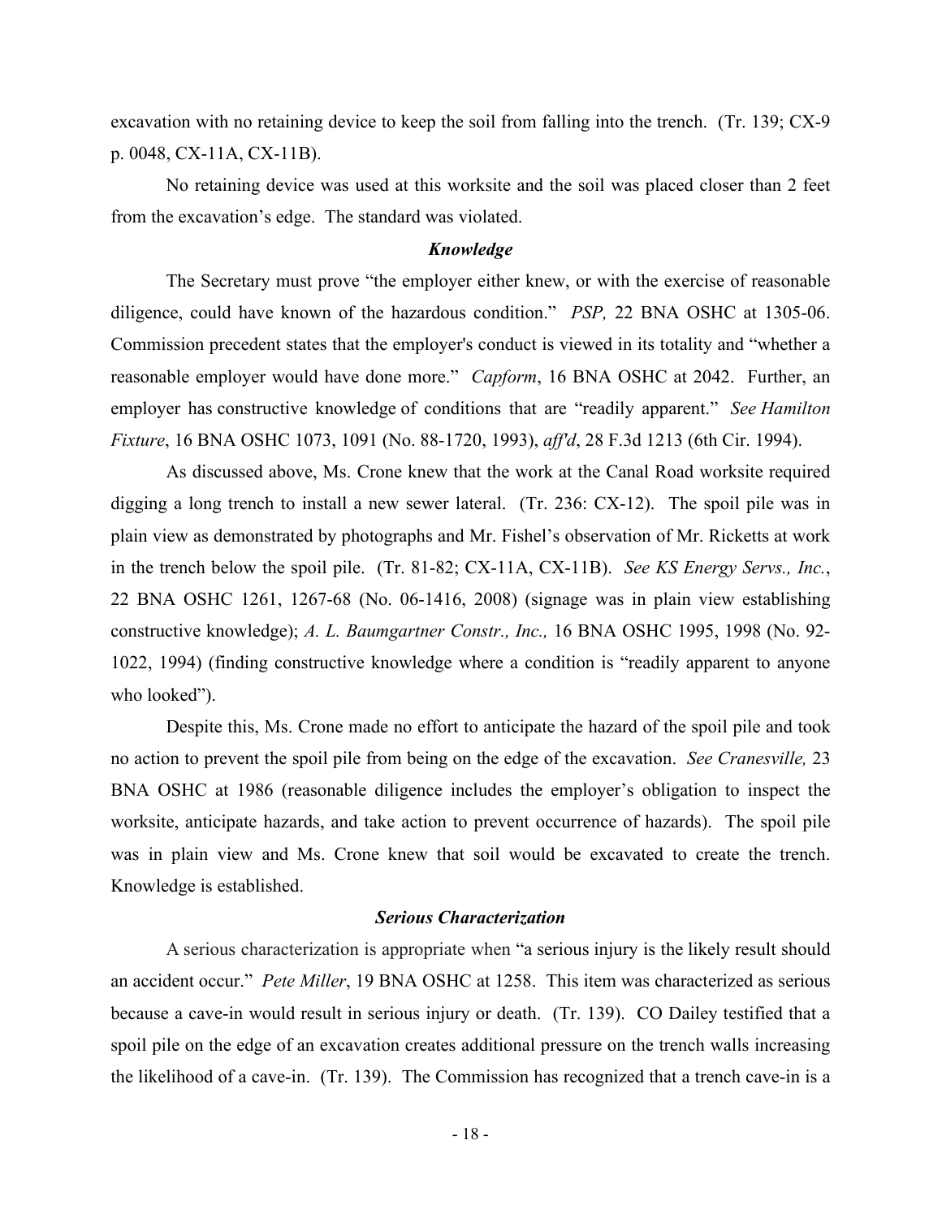excavation with no retaining device to keep the soil from falling into the trench. (Tr. 139; CX-9 p. 0048, CX-11A, CX-11B).

No retaining device was used at this worksite and the soil was placed closer than 2 feet from the excavation's edge. The standard was violated.

### *Knowledge*

The Secretary must prove "the employer either knew, or with the exercise of reasonable diligence, could have known of the hazardous condition." *PSP,* 22 BNA OSHC at 1305-06. Commission precedent states that the employer's conduct is viewed in its totality and "whether a reasonable employer would have done more." *Capform*, 16 BNA OSHC at 2042. Further, an employer has constructive knowledge of conditions that are "readily apparent." *See Hamilton Fixture*, 16 BNA OSHC 1073, 1091 (No. 88-1720, 1993), *aff'd*, 28 F.3d 1213 (6th Cir. 1994).

As discussed above, Ms. Crone knew that the work at the Canal Road worksite required digging a long trench to install a new sewer lateral. (Tr. 236: CX-12). The spoil pile was in plain view as demonstrated by photographs and Mr. Fishel's observation of Mr. Ricketts at work in the trench below the spoil pile. (Tr. 81-82; CX-11A, CX-11B). *See KS Energy Servs., Inc.*, 22 BNA OSHC 1261, 1267-68 (No. 06-1416, 2008) (signage was in plain view establishing constructive knowledge); *A. L. Baumgartner Constr., Inc.,* 16 BNA OSHC 1995, 1998 (No. 92-1022, 1994) (finding constructive knowledge where a condition is "readily apparent to anyone who looked").

Despite this, Ms. Crone made no effort to anticipate the hazard of the spoil pile and took no action to prevent the spoil pile from being on the edge of the excavation. *See Cranesville,* 23 BNA OSHC at 1986 (reasonable diligence includes the employer's obligation to inspect the worksite, anticipate hazards, and take action to prevent occurrence of hazards). The spoil pile was in plain view and Ms. Crone knew that soil would be excavated to create the trench. Knowledge is established.

### *Serious Characterization*

A serious characterization is appropriate when "a serious injury is the likely result should an accident occur." *Pete Miller*, 19 BNA OSHC at 1258. This item was characterized as serious because a cave-in would result in serious injury or death. (Tr. 139). CO Dailey testified that a spoil pile on the edge of an excavation creates additional pressure on the trench walls increasing the likelihood of a cave-in. (Tr. 139). The Commission has recognized that a trench cave-in is a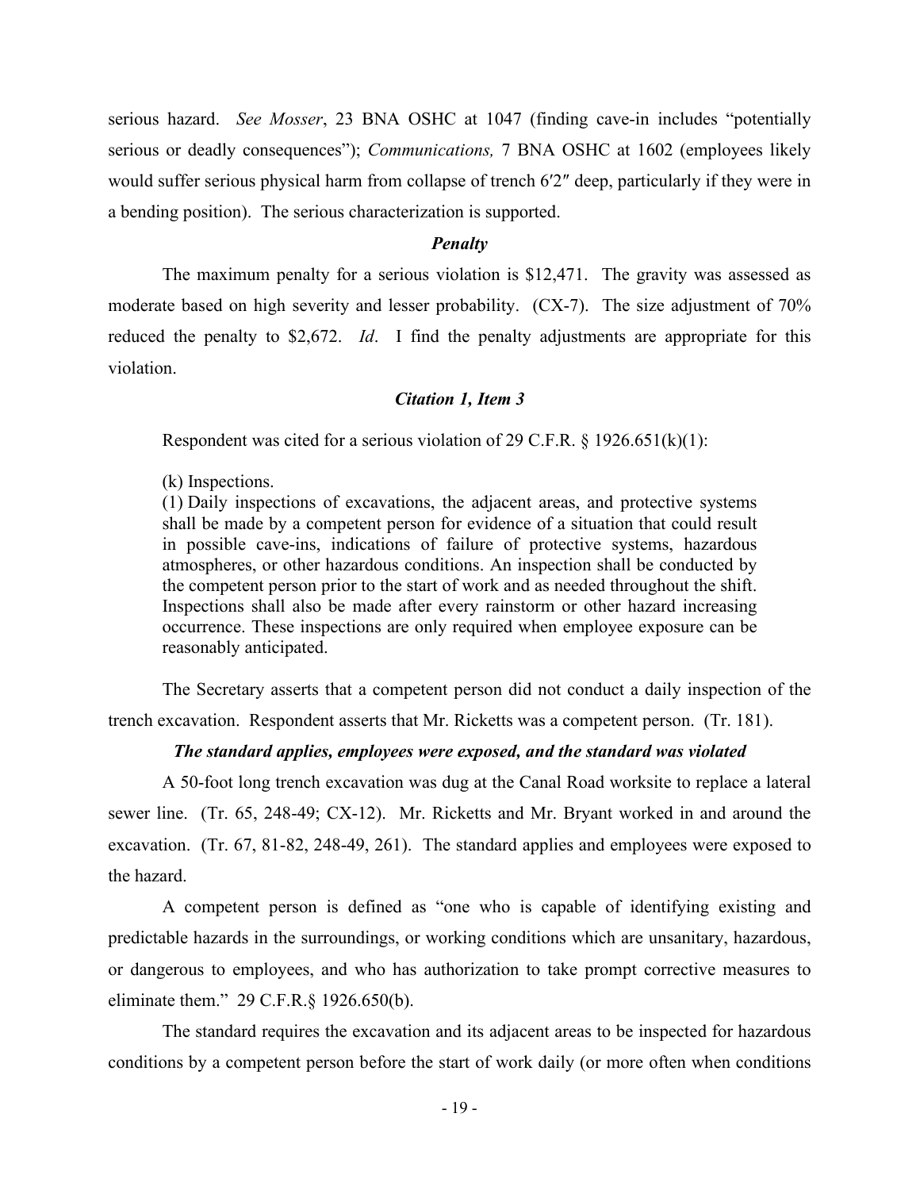serious hazard. *See Mosser*, 23 BNA OSHC at 1047 (finding cave-in includes "potentially serious or deadly consequences"); *Communications,* 7 BNA OSHC at 1602 (employees likely would suffer serious physical harm from collapse of trench 6′2″ deep, particularly if they were in a bending position). The serious characterization is supported.

***Penalty***

The maximum penalty for a serious violation is $12,471. The gravity was assessed as moderate based on high severity and lesser probability. (CX-7). The size adjustment of 70% reduced the penalty to $2,672. *Id*. I find the penalty adjustments are appropriate for this violation.

***Citation 1, Item 3***

Respondent was cited for a serious violation of 29 C.F.R. § 1926.651(k)(1):

> (k) Inspections.
> (1) Daily inspections of excavations, the adjacent areas, and protective systems shall be made by a competent person for evidence of a situation that could result in possible cave-ins, indications of failure of protective systems, hazardous atmospheres, or other hazardous conditions. An inspection shall be conducted by the competent person prior to the start of work and as needed throughout the shift. Inspections shall also be made after every rainstorm or other hazard increasing occurrence. These inspections are only required when employee exposure can be reasonably anticipated.

The Secretary asserts that a competent person did not conduct a daily inspection of the trench excavation. Respondent asserts that Mr. Ricketts was a competent person. (Tr. 181).

***The standard applies, employees were exposed, and the standard was violated***

A 50-foot long trench excavation was dug at the Canal Road worksite to replace a lateral sewer line. (Tr. 65, 248-49; CX-12). Mr. Ricketts and Mr. Bryant worked in and around the excavation. (Tr. 67, 81-82, 248-49, 261). The standard applies and employees were exposed to the hazard.

A competent person is defined as "one who is capable of identifying existing and predictable hazards in the surroundings, or working conditions which are unsanitary, hazardous, or dangerous to employees, and who has authorization to take prompt corrective measures to eliminate them." 29 C.F.R.§ 1926.650(b).

The standard requires the excavation and its adjacent areas to be inspected for hazardous conditions by a competent person before the start of work daily (or more often when conditions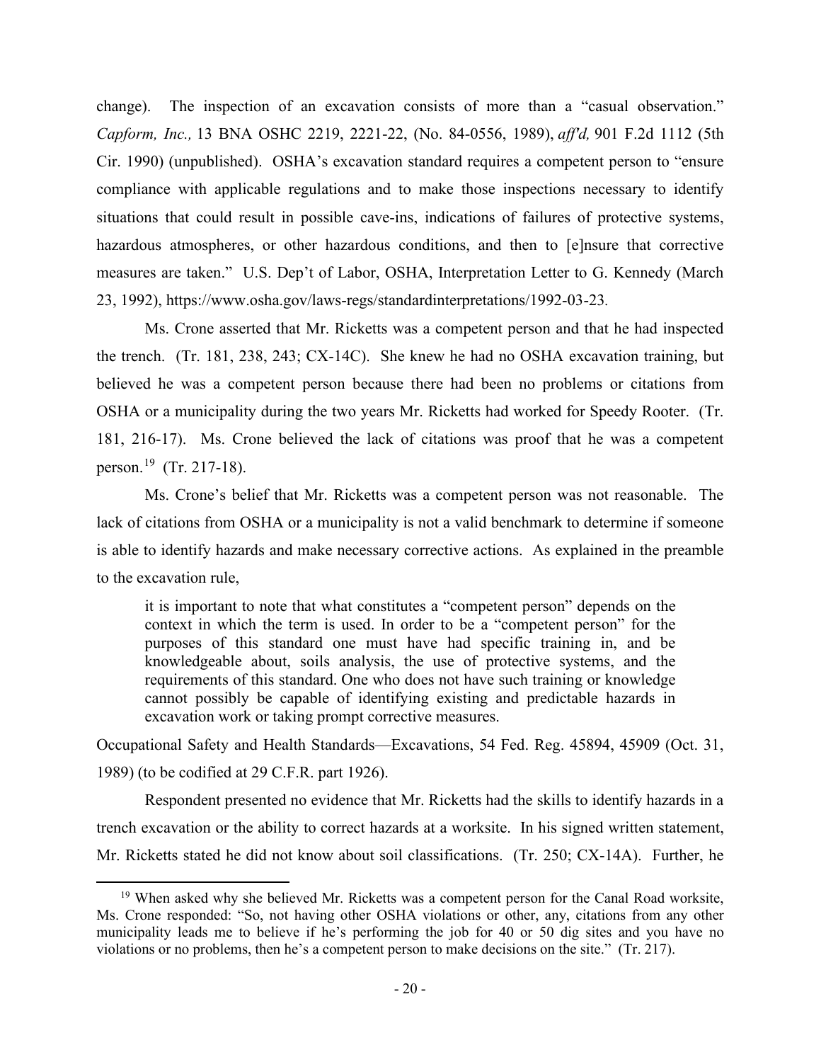change). The inspection of an excavation consists of more than a "casual observation." *Capform, Inc.,* 13 BNA OSHC 2219, 2221-22, (No. 84-0556, 1989), *aff'd,* 901 F.2d 1112 (5th Cir. 1990) (unpublished). OSHA's excavation standard requires a competent person to "ensure compliance with applicable regulations and to make those inspections necessary to identify situations that could result in possible cave-ins, indications of failures of protective systems, hazardous atmospheres, or other hazardous conditions, and then to [e]nsure that corrective measures are taken." U.S. Dep't of Labor, OSHA, Interpretation Letter to G. Kennedy (March 23, 1992), https://www.osha.gov/laws-regs/standardinterpretations/1992-03-23.

Ms. Crone asserted that Mr. Ricketts was a competent person and that he had inspected the trench. (Tr. 181, 238, 243; CX-14C). She knew he had no OSHA excavation training, but believed he was a competent person because there had been no problems or citations from OSHA or a municipality during the two years Mr. Ricketts had worked for Speedy Rooter. (Tr. 181, 216-17). Ms. Crone believed the lack of citations was proof that he was a competent person.[19] (Tr. 217-18).

Ms. Crone's belief that Mr. Ricketts was a competent person was not reasonable. The lack of citations from OSHA or a municipality is not a valid benchmark to determine if someone is able to identify hazards and make necessary corrective actions. As explained in the preamble to the excavation rule,

> it is important to note that what constitutes a "competent person" depends on the context in which the term is used. In order to be a "competent person" for the purposes of this standard one must have had specific training in, and be knowledgeable about, soils analysis, the use of protective systems, and the requirements of this standard. One who does not have such training or knowledge cannot possibly be capable of identifying existing and predictable hazards in excavation work or taking prompt corrective measures.

Occupational Safety and Health Standards—Excavations, 54 Fed. Reg. 45894, 45909 (Oct. 31, 1989) (to be codified at 29 C.F.R. part 1926).

Respondent presented no evidence that Mr. Ricketts had the skills to identify hazards in a trench excavation or the ability to correct hazards at a worksite. In his signed written statement, Mr. Ricketts stated he did not know about soil classifications. (Tr. 250; CX-14A). Further, he

[19] When asked why she believed Mr. Ricketts was a competent person for the Canal Road worksite, Ms. Crone responded: "So, not having other OSHA violations or other, any, citations from any other municipality leads me to believe if he's performing the job for 40 or 50 dig sites and you have no violations or no problems, then he's a competent person to make decisions on the site." (Tr. 217).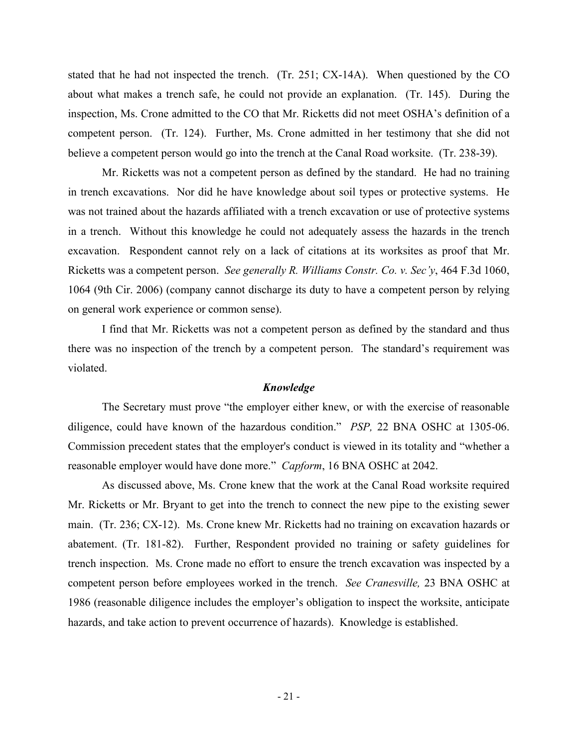stated that he had not inspected the trench. (Tr. 251; CX-14A). When questioned by the CO about what makes a trench safe, he could not provide an explanation. (Tr. 145). During the inspection, Ms. Crone admitted to the CO that Mr. Ricketts did not meet OSHA's definition of a competent person. (Tr. 124). Further, Ms. Crone admitted in her testimony that she did not believe a competent person would go into the trench at the Canal Road worksite. (Tr. 238-39).

Mr. Ricketts was not a competent person as defined by the standard. He had no training in trench excavations. Nor did he have knowledge about soil types or protective systems. He was not trained about the hazards affiliated with a trench excavation or use of protective systems in a trench. Without this knowledge he could not adequately assess the hazards in the trench excavation. Respondent cannot rely on a lack of citations at its worksites as proof that Mr. Ricketts was a competent person. *See generally R. Williams Constr. Co. v. Sec'y*, 464 F.3d 1060, 1064 (9th Cir. 2006) (company cannot discharge its duty to have a competent person by relying on general work experience or common sense).

I find that Mr. Ricketts was not a competent person as defined by the standard and thus there was no inspection of the trench by a competent person. The standard's requirement was violated.

### *Knowledge*

The Secretary must prove "the employer either knew, or with the exercise of reasonable diligence, could have known of the hazardous condition." *PSP,* 22 BNA OSHC at 1305-06. Commission precedent states that the employer's conduct is viewed in its totality and "whether a reasonable employer would have done more." *Capform*, 16 BNA OSHC at 2042.

As discussed above, Ms. Crone knew that the work at the Canal Road worksite required Mr. Ricketts or Mr. Bryant to get into the trench to connect the new pipe to the existing sewer main. (Tr. 236; CX-12). Ms. Crone knew Mr. Ricketts had no training on excavation hazards or abatement. (Tr. 181-82). Further, Respondent provided no training or safety guidelines for trench inspection. Ms. Crone made no effort to ensure the trench excavation was inspected by a competent person before employees worked in the trench. *See Cranesville,* 23 BNA OSHC at 1986 (reasonable diligence includes the employer's obligation to inspect the worksite, anticipate hazards, and take action to prevent occurrence of hazards). Knowledge is established.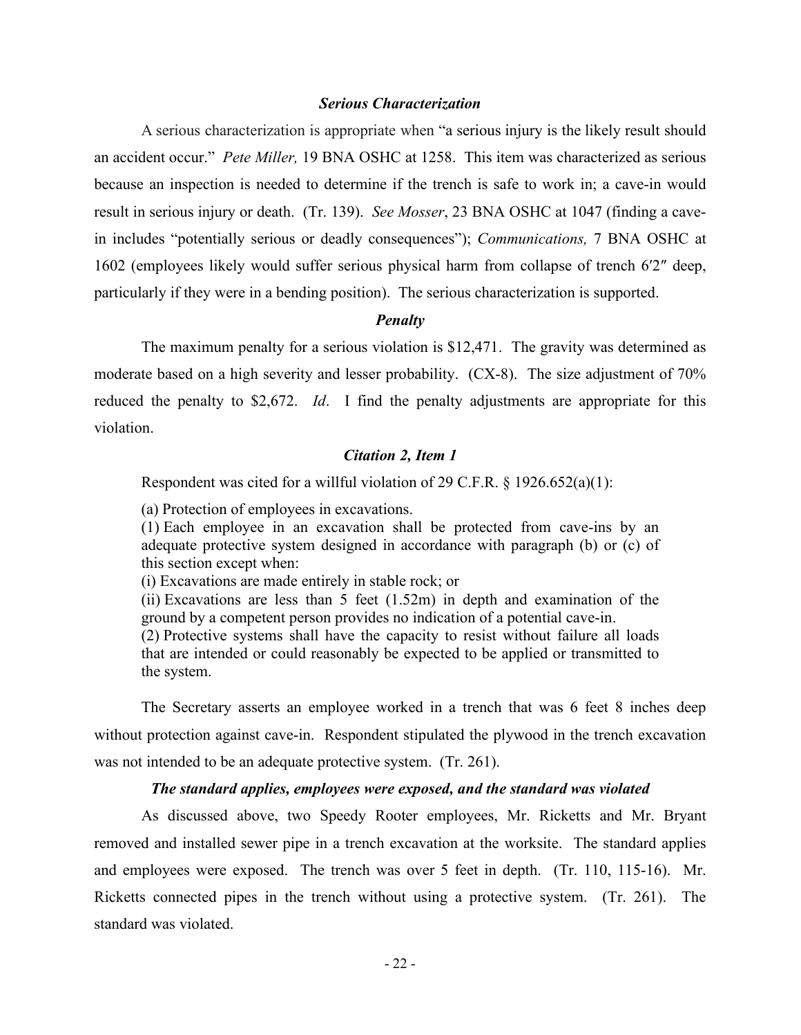### *Serious Characterization*

A serious characterization is appropriate when "a serious injury is the likely result should an accident occur." *Pete Miller,* 19 BNA OSHC at 1258. This item was characterized as serious because an inspection is needed to determine if the trench is safe to work in; a cave-in would result in serious injury or death. (Tr. 139). *See Mosser*, 23 BNA OSHC at 1047 (finding a cave-in includes "potentially serious or deadly consequences"); *Communications,* 7 BNA OSHC at 1602 (employees likely would suffer serious physical harm from collapse of trench 6′2″ deep, particularly if they were in a bending position). The serious characterization is supported.

### *Penalty*

The maximum penalty for a serious violation is $12,471. The gravity was determined as moderate based on a high severity and lesser probability. (CX-8). The size adjustment of 70% reduced the penalty to $2,672. *Id*. I find the penalty adjustments are appropriate for this violation.

### *Citation 2, Item 1*

Respondent was cited for a willful violation of 29 C.F.R. § 1926.652(a)(1):

> (a) Protection of employees in excavations.
>
> (1) Each employee in an excavation shall be protected from cave-ins by an adequate protective system designed in accordance with paragraph (b) or (c) of this section except when:
>
> (i) Excavations are made entirely in stable rock; or
>
> (ii) Excavations are less than 5 feet (1.52m) in depth and examination of the ground by a competent person provides no indication of a potential cave-in.
>
> (2) Protective systems shall have the capacity to resist without failure all loads that are intended or could reasonably be expected to be applied or transmitted to the system.

The Secretary asserts an employee worked in a trench that was 6 feet 8 inches deep without protection against cave-in. Respondent stipulated the plywood in the trench excavation was not intended to be an adequate protective system. (Tr. 261).

### *The standard applies, employees were exposed, and the standard was violated*

As discussed above, two Speedy Rooter employees, Mr. Ricketts and Mr. Bryant removed and installed sewer pipe in a trench excavation at the worksite. The standard applies and employees were exposed. The trench was over 5 feet in depth. (Tr. 110, 115-16). Mr. Ricketts connected pipes in the trench without using a protective system. (Tr. 261). The standard was violated.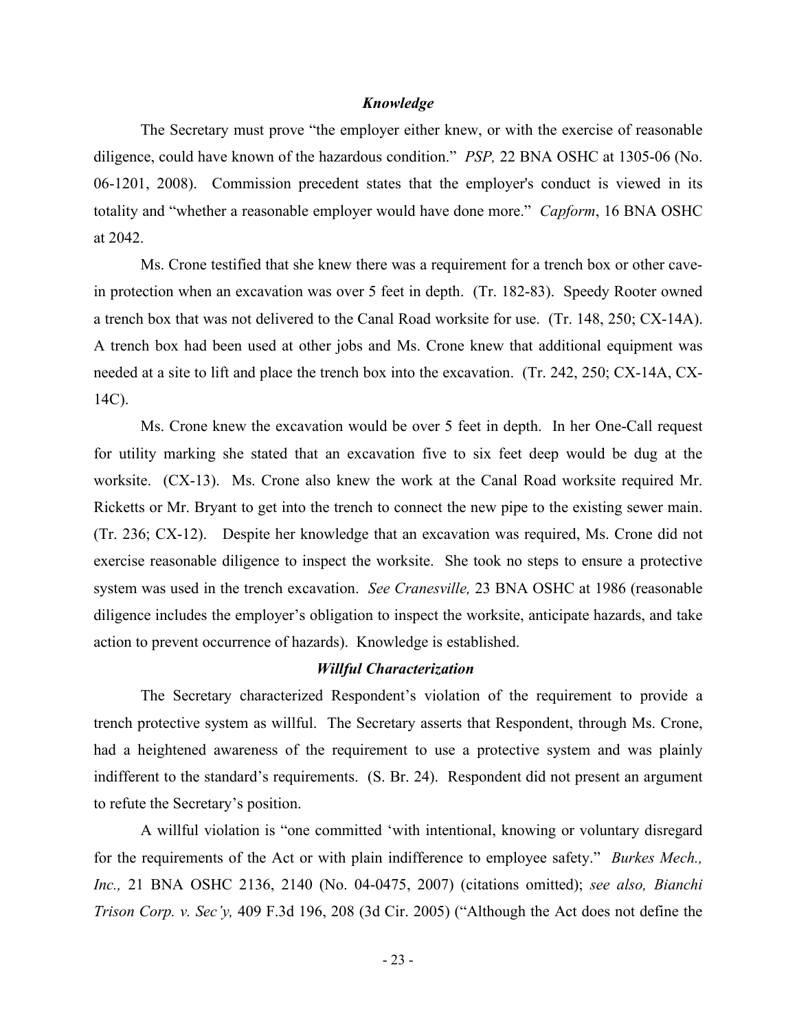### *Knowledge*

The Secretary must prove "the employer either knew, or with the exercise of reasonable diligence, could have known of the hazardous condition." *PSP,* 22 BNA OSHC at 1305-06 (No. 06-1201, 2008). Commission precedent states that the employer's conduct is viewed in its totality and "whether a reasonable employer would have done more." *Capform*, 16 BNA OSHC at 2042.

Ms. Crone testified that she knew there was a requirement for a trench box or other cave-in protection when an excavation was over 5 feet in depth. (Tr. 182-83). Speedy Rooter owned a trench box that was not delivered to the Canal Road worksite for use. (Tr. 148, 250; CX-14A). A trench box had been used at other jobs and Ms. Crone knew that additional equipment was needed at a site to lift and place the trench box into the excavation. (Tr. 242, 250; CX-14A, CX-14C).

Ms. Crone knew the excavation would be over 5 feet in depth. In her One-Call request for utility marking she stated that an excavation five to six feet deep would be dug at the worksite. (CX-13). Ms. Crone also knew the work at the Canal Road worksite required Mr. Ricketts or Mr. Bryant to get into the trench to connect the new pipe to the existing sewer main. (Tr. 236; CX-12). Despite her knowledge that an excavation was required, Ms. Crone did not exercise reasonable diligence to inspect the worksite. She took no steps to ensure a protective system was used in the trench excavation. *See Cranesville,* 23 BNA OSHC at 1986 (reasonable diligence includes the employer's obligation to inspect the worksite, anticipate hazards, and take action to prevent occurrence of hazards). Knowledge is established.

### *Willful Characterization*

The Secretary characterized Respondent's violation of the requirement to provide a trench protective system as willful. The Secretary asserts that Respondent, through Ms. Crone, had a heightened awareness of the requirement to use a protective system and was plainly indifferent to the standard's requirements. (S. Br. 24). Respondent did not present an argument to refute the Secretary's position.

A willful violation is "one committed 'with intentional, knowing or voluntary disregard for the requirements of the Act or with plain indifference to employee safety." *Burkes Mech., Inc.,* 21 BNA OSHC 2136, 2140 (No. 04-0475, 2007) (citations omitted); *see also, Bianchi Trison Corp. v. Sec'y,* 409 F.3d 196, 208 (3d Cir. 2005) ("Although the Act does not define the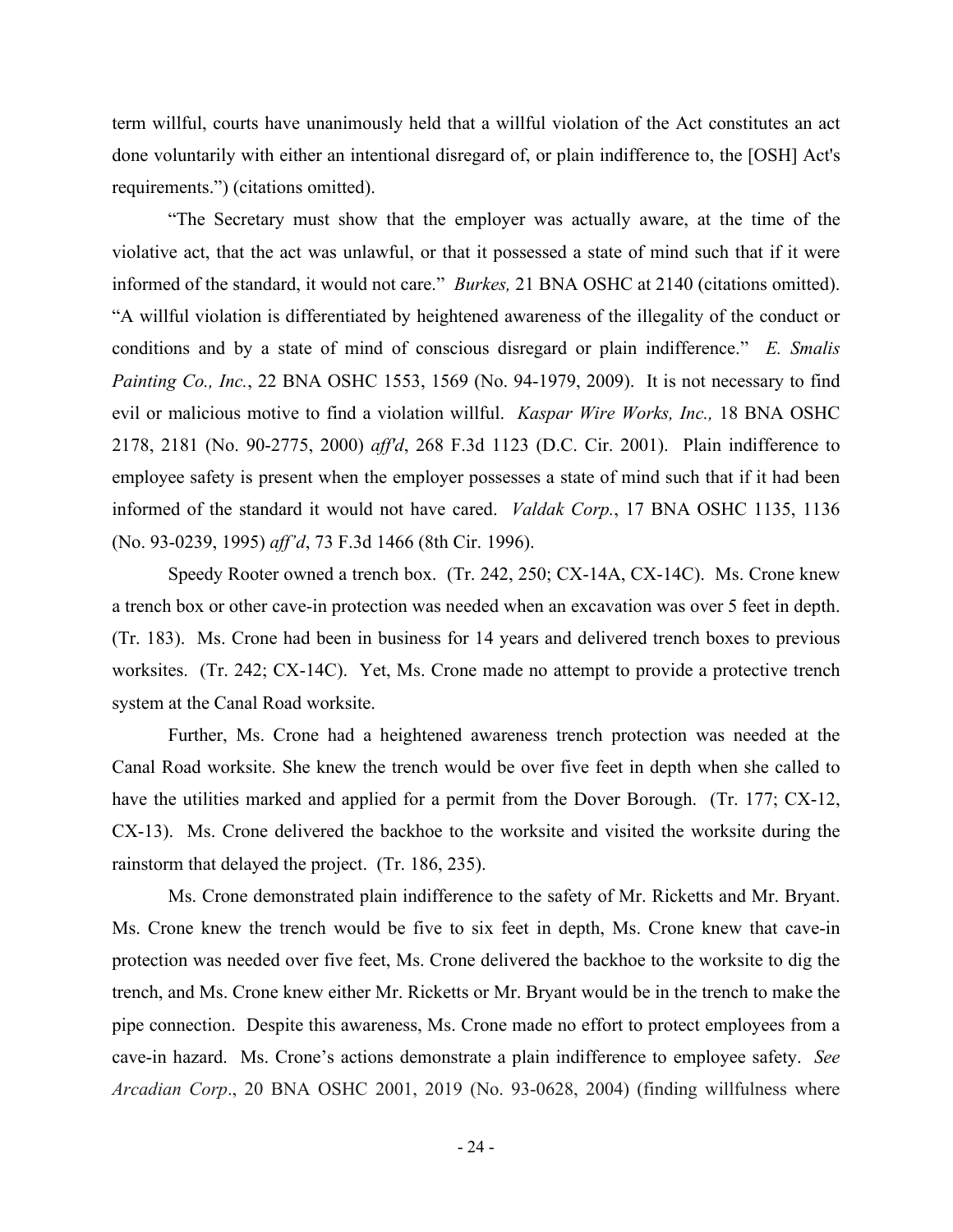term willful, courts have unanimously held that a willful violation of the Act constitutes an act done voluntarily with either an intentional disregard of, or plain indifference to, the [OSH] Act's requirements.") (citations omitted).

"The Secretary must show that the employer was actually aware, at the time of the violative act, that the act was unlawful, or that it possessed a state of mind such that if it were informed of the standard, it would not care." *Burkes,* 21 BNA OSHC at 2140 (citations omitted). "A willful violation is differentiated by heightened awareness of the illegality of the conduct or conditions and by a state of mind of conscious disregard or plain indifference." *E. Smalis Painting Co., Inc.*, 22 BNA OSHC 1553, 1569 (No. 94-1979, 2009). It is not necessary to find evil or malicious motive to find a violation willful. *Kaspar Wire Works, Inc.,* 18 BNA OSHC 2178, 2181 (No. 90-2775, 2000) *aff'd*, 268 F.3d 1123 (D.C. Cir. 2001). Plain indifference to employee safety is present when the employer possesses a state of mind such that if it had been informed of the standard it would not have cared. *Valdak Corp.*, 17 BNA OSHC 1135, 1136 (No. 93-0239, 1995) *aff'd*, 73 F.3d 1466 (8th Cir. 1996).

Speedy Rooter owned a trench box. (Tr. 242, 250; CX-14A, CX-14C). Ms. Crone knew a trench box or other cave-in protection was needed when an excavation was over 5 feet in depth. (Tr. 183). Ms. Crone had been in business for 14 years and delivered trench boxes to previous worksites. (Tr. 242; CX-14C). Yet, Ms. Crone made no attempt to provide a protective trench system at the Canal Road worksite.

Further, Ms. Crone had a heightened awareness trench protection was needed at the Canal Road worksite. She knew the trench would be over five feet in depth when she called to have the utilities marked and applied for a permit from the Dover Borough. (Tr. 177; CX-12, CX-13). Ms. Crone delivered the backhoe to the worksite and visited the worksite during the rainstorm that delayed the project. (Tr. 186, 235).

Ms. Crone demonstrated plain indifference to the safety of Mr. Ricketts and Mr. Bryant. Ms. Crone knew the trench would be five to six feet in depth, Ms. Crone knew that cave-in protection was needed over five feet, Ms. Crone delivered the backhoe to the worksite to dig the trench, and Ms. Crone knew either Mr. Ricketts or Mr. Bryant would be in the trench to make the pipe connection. Despite this awareness, Ms. Crone made no effort to protect employees from a cave-in hazard. Ms. Crone's actions demonstrate a plain indifference to employee safety. *See Arcadian Corp*., 20 BNA OSHC 2001, 2019 (No. 93-0628, 2004) (finding willfulness where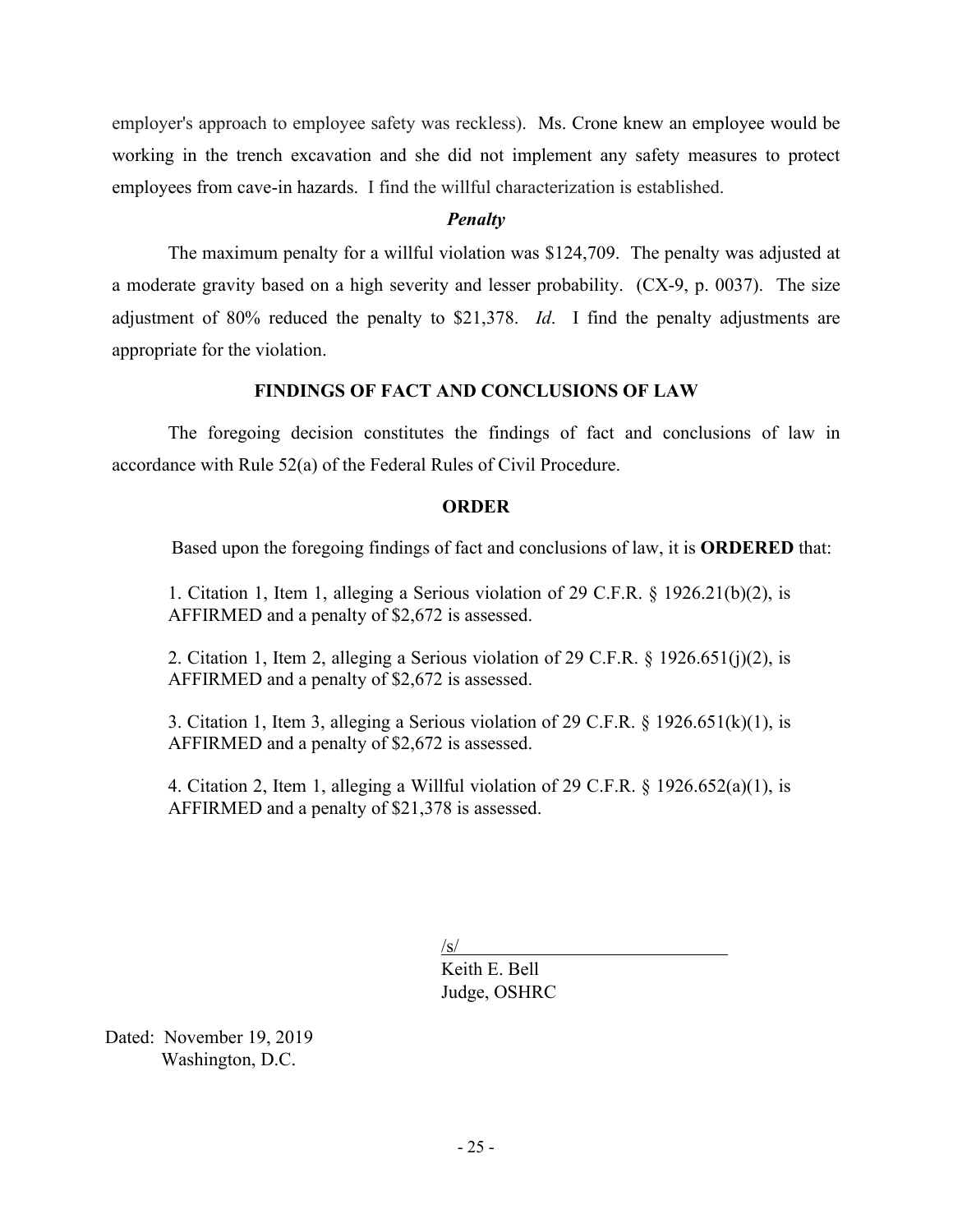employer's approach to employee safety was reckless). Ms. Crone knew an employee would be working in the trench excavation and she did not implement any safety measures to protect employees from cave-in hazards. I find the willful characterization is established.

### *Penalty*

The maximum penalty for a willful violation was $124,709. The penalty was adjusted at a moderate gravity based on a high severity and lesser probability. (CX-9, p. 0037). The size adjustment of 80% reduced the penalty to $21,378. *Id*. I find the penalty adjustments are appropriate for the violation.

## FINDINGS OF FACT AND CONCLUSIONS OF LAW

The foregoing decision constitutes the findings of fact and conclusions of law in accordance with Rule 52(a) of the Federal Rules of Civil Procedure.

## ORDER

Based upon the foregoing findings of fact and conclusions of law, it is **ORDERED** that:

1. Citation 1, Item 1, alleging a Serious violation of 29 C.F.R. § 1926.21(b)(2), is AFFIRMED and a penalty of $2,672 is assessed.

2. Citation 1, Item 2, alleging a Serious violation of 29 C.F.R. § 1926.651(j)(2), is AFFIRMED and a penalty of $2,672 is assessed.

3. Citation 1, Item 3, alleging a Serious violation of 29 C.F.R. § 1926.651(k)(1), is AFFIRMED and a penalty of $2,672 is assessed.

4. Citation 2, Item 1, alleging a Willful violation of 29 C.F.R. § 1926.652(a)(1), is AFFIRMED and a penalty of $21,378 is assessed.

/s/

Keith E. Bell
Judge, OSHRC

Dated: November 19, 2019
Washington, D.C.